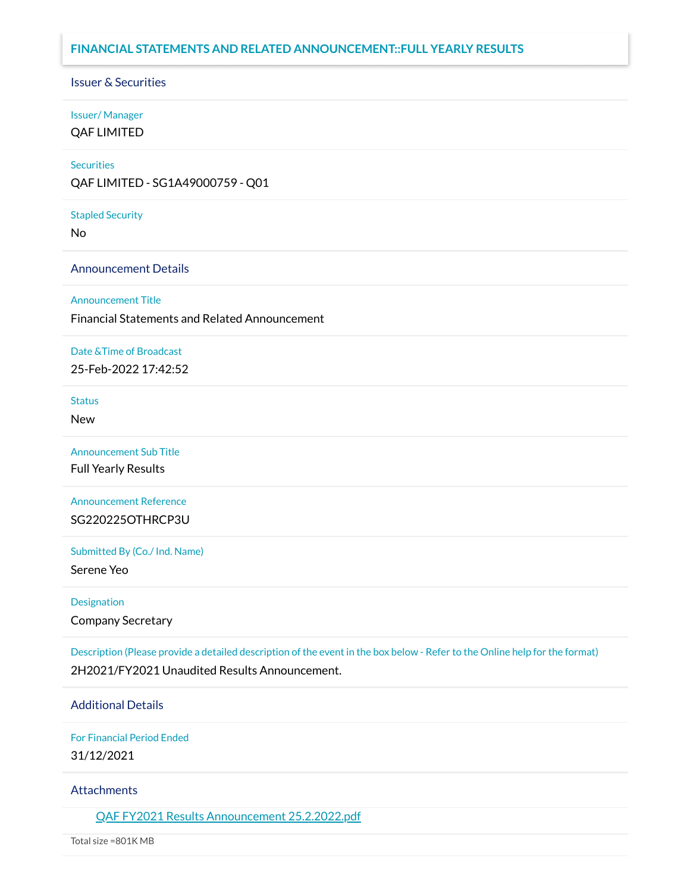# FINANCIAL STATEMENTS AND RELATED ANNOUNCEMENT::FULL YEARLY RESULTS

## Issuer & Securities

**Issuer/ Manager**

QAF LIMITED

**Securities**

QAF LIMITED - SG1A49000759 - Q01

**Stapled Security**

No

## Announcement Details

**Announcement Title**

Financial Statements and Related Announcement

**Date &Time of Broadcast**

25-Feb-2022 17:42:52

**Status**

New

**Announcement Sub Title**

Full Yearly Results

**Announcement Reference**

SG220225OTHRCP3U

**Submitted By (Co./ Ind. Name)**

Serene Yeo

**Designation**

Company Secretary

**Description (Please provide a detailed description of the event in the box below - Refer to the Online help for the format)**

2H2021/FY2021 Unaudited Results Announcement.

## Additional Details

**For Financial Period Ended**

31/12/2021

## Attachments

QAF FY2021 Results Announcement 25.2.2022.pdf

Total size =801K MB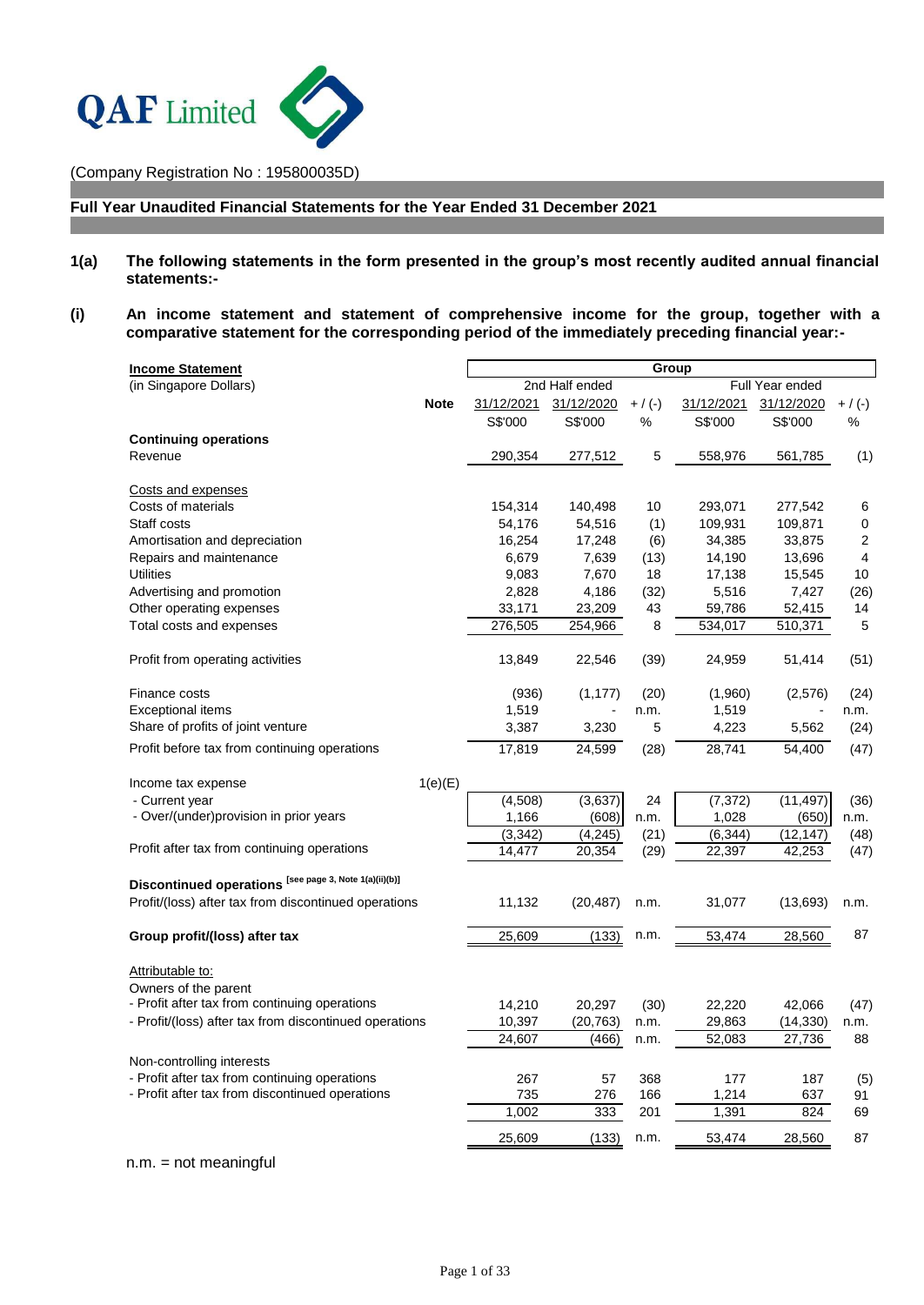QAF Limited

(Company Registration No : 195800035D)

## Full Year Unaudited Financial Statements for the Year Ended 31 December 2021

**1(a) The following statements in the form presented in the group's most recently audited annual financial statements:-**

**(i) An income statement and statement of comprehensive income for the group, together with a comparative statement for the corresponding period of the immediately preceding financial year:-**

| Income Statement | | Group | | | | | |
|---|---|---|---|---|---|---|---|
| (in Singapore Dollars) | | 2nd Half ended | | | Full Year ended | | |
| | Note | 31/12/2021 | 31/12/2020 | + / (-) | 31/12/2021 | 31/12/2020 | + / (-) |
| | | S$'000 | S$'000 | % | S$'000 | S$'000 | % |
| **Continuing operations** | | | | | | | |
| Revenue | | 290,354 | 277,512 | 5 | 558,976 | 561,785 | (1) |
| Costs and expenses | | | | | | | |
| Costs of materials | | 154,314 | 140,498 | 10 | 293,071 | 277,542 | 6 |
| Staff costs | | 54,176 | 54,516 | (1) | 109,931 | 109,871 | 0 |
| Amortisation and depreciation | | 16,254 | 17,248 | (6) | 34,385 | 33,875 | 2 |
| Repairs and maintenance | | 6,679 | 7,639 | (13) | 14,190 | 13,696 | 4 |
| Utilities | | 9,083 | 7,670 | 18 | 17,138 | 15,545 | 10 |
| Advertising and promotion | | 2,828 | 4,186 | (32) | 5,516 | 7,427 | (26) |
| Other operating expenses | | 33,171 | 23,209 | 43 | 59,786 | 52,415 | 14 |
| Total costs and expenses | | 276,505 | 254,966 | 8 | 534,017 | 510,371 | 5 |
| Profit from operating activities | | 13,849 | 22,546 | (39) | 24,959 | 51,414 | (51) |
| Finance costs | | (936) | (1,177) | (20) | (1,960) | (2,576) | (24) |
| Exceptional items | | 1,519 | - | n.m. | 1,519 | - | n.m. |
| Share of profits of joint venture | | 3,387 | 3,230 | 5 | 4,223 | 5,562 | (24) |
| Profit before tax from continuing operations | | 17,819 | 24,599 | (28) | 28,741 | 54,400 | (47) |
| Income tax expense | 1(e)(E) | | | | | | |
| - Current year | | (4,508) | (3,637) | 24 | (7,372) | (11,497) | (36) |
| - Over/(under)provision in prior years | | 1,166 | (608) | n.m. | 1,028 | (650) | n.m. |
| | | (3,342) | (4,245) | (21) | (6,344) | (12,147) | (48) |
| Profit after tax from continuing operations | | 14,477 | 20,354 | (29) | 22,397 | 42,253 | (47) |
| **Discontinued operations** [see page 3, Note 1(a)(ii)(b)] | | | | | | | |
| Profit/(loss) after tax from discontinued operations | | 11,132 | (20,487) | n.m. | 31,077 | (13,693) | n.m. |
| **Group profit/(loss) after tax** | | 25,609 | (133) | n.m. | 53,474 | 28,560 | 87 |
| Attributable to: | | | | | | | |
| Owners of the parent | | | | | | | |
| - Profit after tax from continuing operations | | 14,210 | 20,297 | (30) | 22,220 | 42,066 | (47) |
| - Profit/(loss) after tax from discontinued operations | | 10,397 | (20,763) | n.m. | 29,863 | (14,330) | n.m. |
| | | 24,607 | (466) | n.m. | 52,083 | 27,736 | 88 |
| Non-controlling interests | | | | | | | |
| - Profit after tax from continuing operations | | 267 | 57 | 368 | 177 | 187 | (5) |
| - Profit after tax from discontinued operations | | 735 | 276 | 166 | 1,214 | 637 | 91 |
| | | 1,002 | 333 | 201 | 1,391 | 824 | 69 |
| | | 25,609 | (133) | n.m. | 53,474 | 28,560 | 87 |

n.m. = not meaningful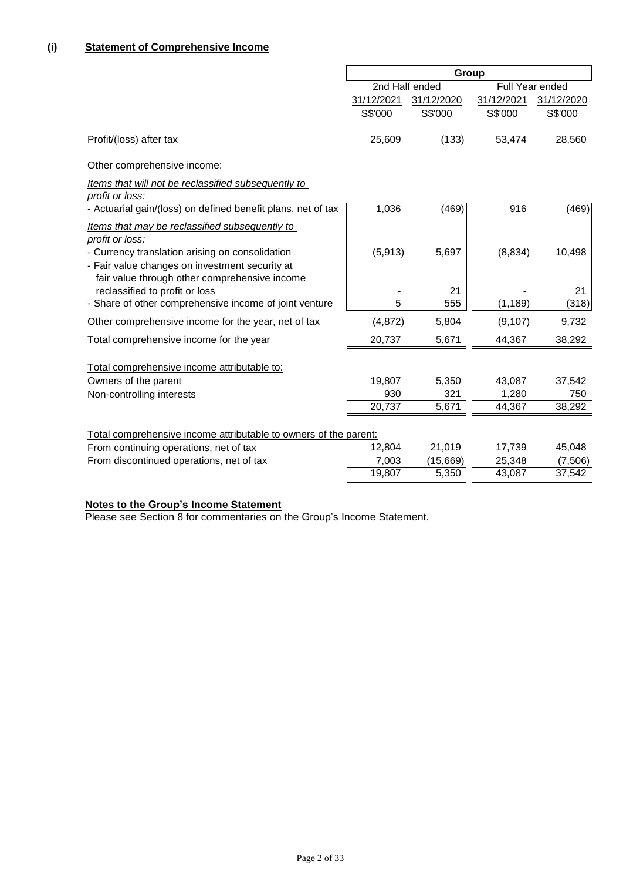## (i) Statement of Comprehensive Income

| | Group | | | |
|---|---|---|---|---|
| | 2nd Half ended | | Full Year ended | |
| | 31/12/2021 | 31/12/2020 | 31/12/2021 | 31/12/2020 |
| | S$'000 | S$'000 | S$'000 | S$'000 |
| Profit/(loss) after tax | 25,609 | (133) | 53,474 | 28,560 |
| Other comprehensive income: | | | | |
| *Items that will not be reclassified subsequently to profit or loss:* | | | | |
| - Actuarial gain/(loss) on defined benefit plans, net of tax | 1,036 | (469) | 916 | (469) |
| *Items that may be reclassified subsequently to profit or loss:* | | | | |
| - Currency translation arising on consolidation | (5,913) | 5,697 | (8,834) | 10,498 |
| - Fair value changes on investment security at fair value through other comprehensive income reclassified to profit or loss | - | 21 | - | 21 |
| - Share of other comprehensive income of joint venture | 5 | 555 | (1,189) | (318) |
| Other comprehensive income for the year, net of tax | (4,872) | 5,804 | (9,107) | 9,732 |
| Total comprehensive income for the year | 20,737 | 5,671 | 44,367 | 38,292 |
| Total comprehensive income attributable to: | | | | |
| Owners of the parent | 19,807 | 5,350 | 43,087 | 37,542 |
| Non-controlling interests | 930 | 321 | 1,280 | 750 |
| | 20,737 | 5,671 | 44,367 | 38,292 |
| Total comprehensive income attributable to owners of the parent: | | | | |
| From continuing operations, net of tax | 12,804 | 21,019 | 17,739 | 45,048 |
| From discontinued operations, net of tax | 7,003 | (15,669) | 25,348 | (7,506) |
| | 19,807 | 5,350 | 43,087 | 37,542 |

**Notes to the Group's Income Statement**

Please see Section 8 for commentaries on the Group's Income Statement.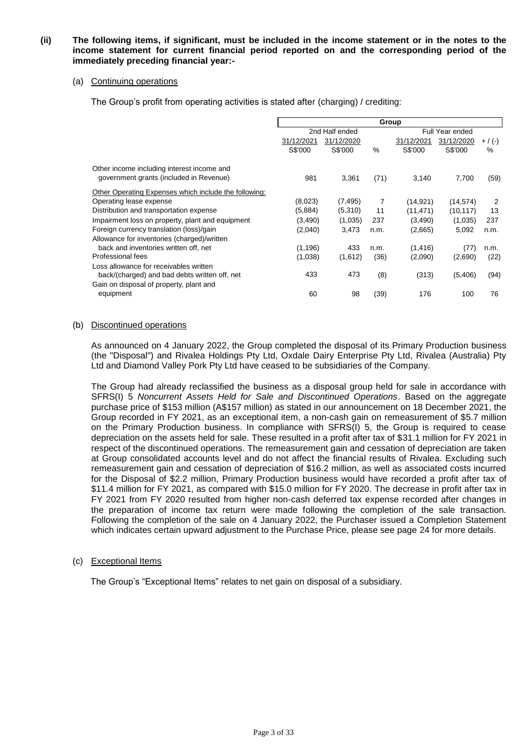**(ii) The following items, if significant, must be included in the income statement or in the notes to the income statement for current financial period reported on and the corresponding period of the immediately preceding financial year:-**

(a) Continuing operations

The Group's profit from operating activities is stated after (charging) / crediting:

| | Group | | | | | |
|---|---|---|---|---|---|---|
| | 2nd Half ended | | | Full Year ended | | |
| | 31/12/2021 | 31/12/2020 | | 31/12/2021 | 31/12/2020 | + / (-) |
| | S$'000 | S$'000 | % | S$'000 | S$'000 | % |
| Other income including interest income and government grants (included in Revenue) | 981 | 3,361 | (71) | 3,140 | 7,700 | (59) |
| Other Operating Expenses which include the following: | | | | | | |
| Operating lease expense | (8,023) | (7,495) | 7 | (14,921) | (14,574) | 2 |
| Distribution and transportation expense | (5,884) | (5,310) | 11 | (11,471) | (10,117) | 13 |
| Impairment loss on property, plant and equipment | (3,490) | (1,035) | 237 | (3,490) | (1,035) | 237 |
| Foreign currency translation (loss)/gain | (2,040) | 3,473 | n.m. | (2,665) | 5,092 | n.m. |
| Allowance for inventories (charged)/written back and inventories written off, net | (1,196) | 433 | n.m. | (1,416) | (77) | n.m. |
| Professional fees | (1,038) | (1,612) | (36) | (2,090) | (2,690) | (22) |
| Loss allowance for receivables written back/(charged) and bad debts written off, net | 433 | 473 | (8) | (313) | (5,406) | (94) |
| Gain on disposal of property, plant and equipment | 60 | 98 | (39) | 176 | 100 | 76 |

(b) Discontinued operations

As announced on 4 January 2022, the Group completed the disposal of its Primary Production business (the "Disposal") and Rivalea Holdings Pty Ltd, Oxdale Dairy Enterprise Pty Ltd, Rivalea (Australia) Pty Ltd and Diamond Valley Pork Pty Ltd have ceased to be subsidiaries of the Company.

The Group had already reclassified the business as a disposal group held for sale in accordance with SFRS(I) 5 *Noncurrent Assets Held for Sale and Discontinued Operations*. Based on the aggregate purchase price of $153 million (A$157 million) as stated in our announcement on 18 December 2021, the Group recorded in FY 2021, as an exceptional item, a non-cash gain on remeasurement of $5.7 million on the Primary Production business. In compliance with SFRS(I) 5, the Group is required to cease depreciation on the assets held for sale. These resulted in a profit after tax of $31.1 million for FY 2021 in respect of the discontinued operations. The remeasurement gain and cessation of depreciation are taken at Group consolidated accounts level and do not affect the financial results of Rivalea. Excluding such remeasurement gain and cessation of depreciation of $16.2 million, as well as associated costs incurred for the Disposal of $2.2 million, Primary Production business would have recorded a profit after tax of $11.4 million for FY 2021, as compared with $15.0 million for FY 2020. The decrease in profit after tax in FY 2021 from FY 2020 resulted from higher non-cash deferred tax expense recorded after changes in the preparation of income tax return were made following the completion of the sale transaction. Following the completion of the sale on 4 January 2022, the Purchaser issued a Completion Statement which indicates certain upward adjustment to the Purchase Price, please see page 24 for more details.

(c) Exceptional Items

The Group's "Exceptional Items" relates to net gain on disposal of a subsidiary.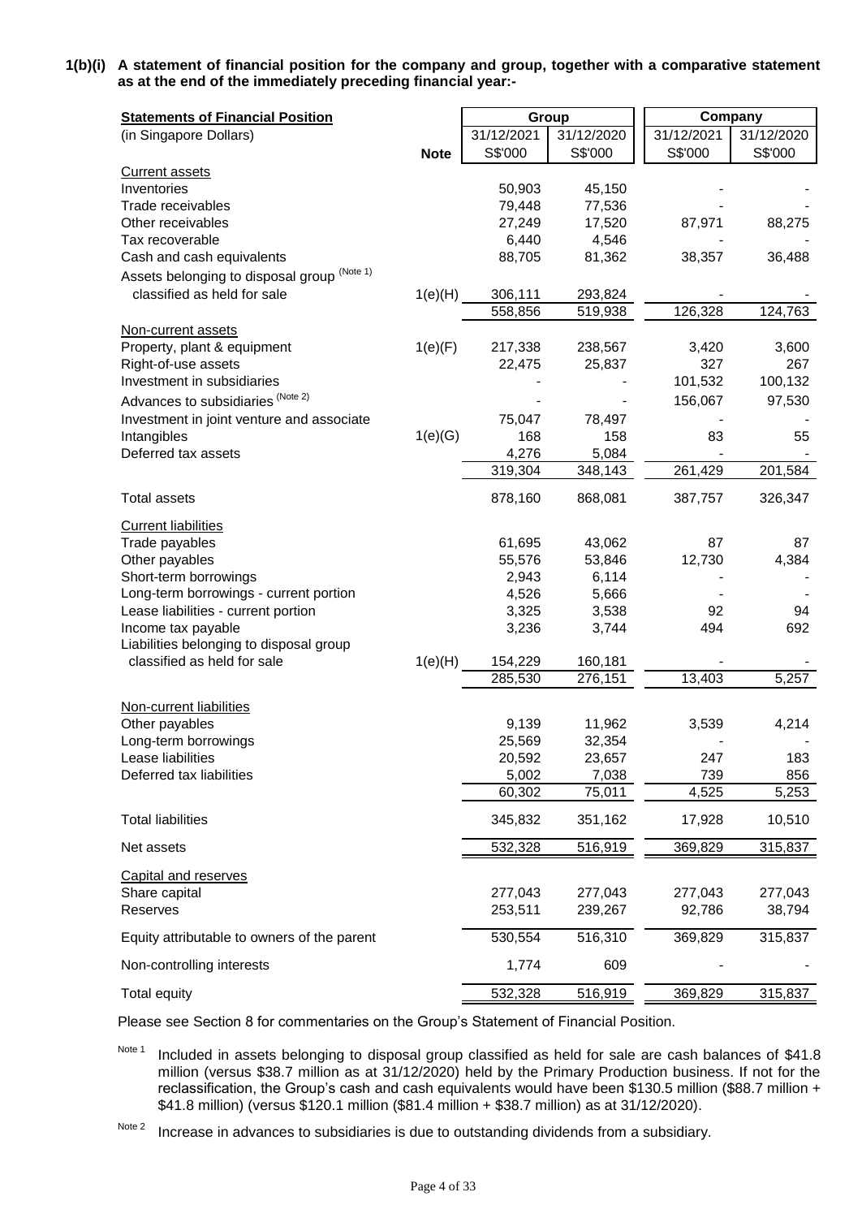**1(b)(i) A statement of financial position for the company and group, together with a comparative statement as at the end of the immediately preceding financial year:-**

| Statements of Financial Position | | Group | | Company | |
|---|---|---|---|---|---|
| (in Singapore Dollars) | | 31/12/2021 | 31/12/2020 | 31/12/2021 | 31/12/2020 |
| | Note | S$'000 | S$'000 | S$'000 | S$'000 |
| Current assets | | | | | |
| Inventories | | 50,903 | 45,150 | - | - |
| Trade receivables | | 79,448 | 77,536 | - | - |
| Other receivables | | 27,249 | 17,520 | 87,971 | 88,275 |
| Tax recoverable | | 6,440 | 4,546 | - | - |
| Cash and cash equivalents | | 88,705 | 81,362 | 38,357 | 36,488 |
| Assets belonging to disposal group (Note 1) classified as held for sale | 1(e)(H) | 306,111 | 293,824 | - | - |
| | | 558,856 | 519,938 | 126,328 | 124,763 |
| Non-current assets | | | | | |
| Property, plant & equipment | 1(e)(F) | 217,338 | 238,567 | 3,420 | 3,600 |
| Right-of-use assets | | 22,475 | 25,837 | 327 | 267 |
| Investment in subsidiaries | | - | - | 101,532 | 100,132 |
| Advances to subsidiaries (Note 2) | | - | - | 156,067 | 97,530 |
| Investment in joint venture and associate | | 75,047 | 78,497 | - | - |
| Intangibles | 1(e)(G) | 168 | 158 | 83 | 55 |
| Deferred tax assets | | 4,276 | 5,084 | - | - |
| | | 319,304 | 348,143 | 261,429 | 201,584 |
| Total assets | | 878,160 | 868,081 | 387,757 | 326,347 |
| Current liabilities | | | | | |
| Trade payables | | 61,695 | 43,062 | 87 | 87 |
| Other payables | | 55,576 | 53,846 | 12,730 | 4,384 |
| Short-term borrowings | | 2,943 | 6,114 | - | - |
| Long-term borrowings - current portion | | 4,526 | 5,666 | - | - |
| Lease liabilities - current portion | | 3,325 | 3,538 | 92 | 94 |
| Income tax payable | | 3,236 | 3,744 | 494 | 692 |
| Liabilities belonging to disposal group classified as held for sale | 1(e)(H) | 154,229 | 160,181 | - | - |
| | | 285,530 | 276,151 | 13,403 | 5,257 |
| Non-current liabilities | | | | | |
| Other payables | | 9,139 | 11,962 | 3,539 | 4,214 |
| Long-term borrowings | | 25,569 | 32,354 | - | - |
| Lease liabilities | | 20,592 | 23,657 | 247 | 183 |
| Deferred tax liabilities | | 5,002 | 7,038 | 739 | 856 |
| | | 60,302 | 75,011 | 4,525 | 5,253 |
| Total liabilities | | 345,832 | 351,162 | 17,928 | 10,510 |
| Net assets | | 532,328 | 516,919 | 369,829 | 315,837 |
| Capital and reserves | | | | | |
| Share capital | | 277,043 | 277,043 | 277,043 | 277,043 |
| Reserves | | 253,511 | 239,267 | 92,786 | 38,794 |
| Equity attributable to owners of the parent | | 530,554 | 516,310 | 369,829 | 315,837 |
| Non-controlling interests | | 1,774 | 609 | - | - |
| Total equity | | 532,328 | 516,919 | 369,829 | 315,837 |

Please see Section 8 for commentaries on the Group's Statement of Financial Position.

Note 1 Included in assets belonging to disposal group classified as held for sale are cash balances of $41.8 million (versus $38.7 million as at 31/12/2020) held by the Primary Production business. If not for the reclassification, the Group's cash and cash equivalents would have been $130.5 million ($88.7 million + $41.8 million) (versus $120.1 million ($81.4 million + $38.7 million) as at 31/12/2020).

Note 2 Increase in advances to subsidiaries is due to outstanding dividends from a subsidiary.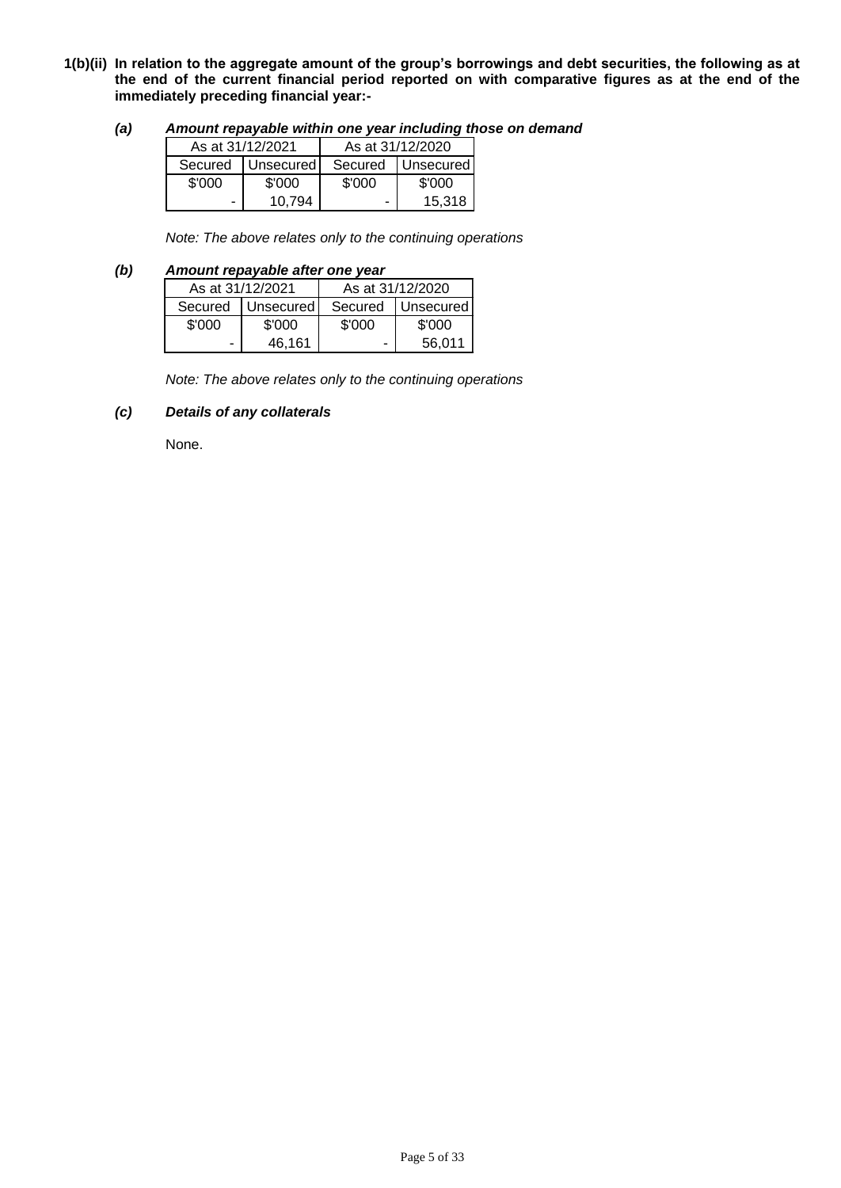**1(b)(ii) In relation to the aggregate amount of the group's borrowings and debt securities, the following as at the end of the current financial period reported on with comparative figures as at the end of the immediately preceding financial year:-**

***(a) Amount repayable within one year including those on demand***

| As at 31/12/2021 | | As at 31/12/2020 | |
|---|---|---|---|
| Secured | Unsecured | Secured | Unsecured |
| $'000 | $'000 | $'000 | $'000 |
| - | 10,794 | - | 15,318 |

*Note: The above relates only to the continuing operations*

***(b) Amount repayable after one year***

| As at 31/12/2021 | | As at 31/12/2020 | |
|---|---|---|---|
| Secured | Unsecured | Secured | Unsecured |
| $'000 | $'000 | $'000 | $'000 |
| - | 46,161 | - | 56,011 |

*Note: The above relates only to the continuing operations*

***(c) Details of any collaterals***

None.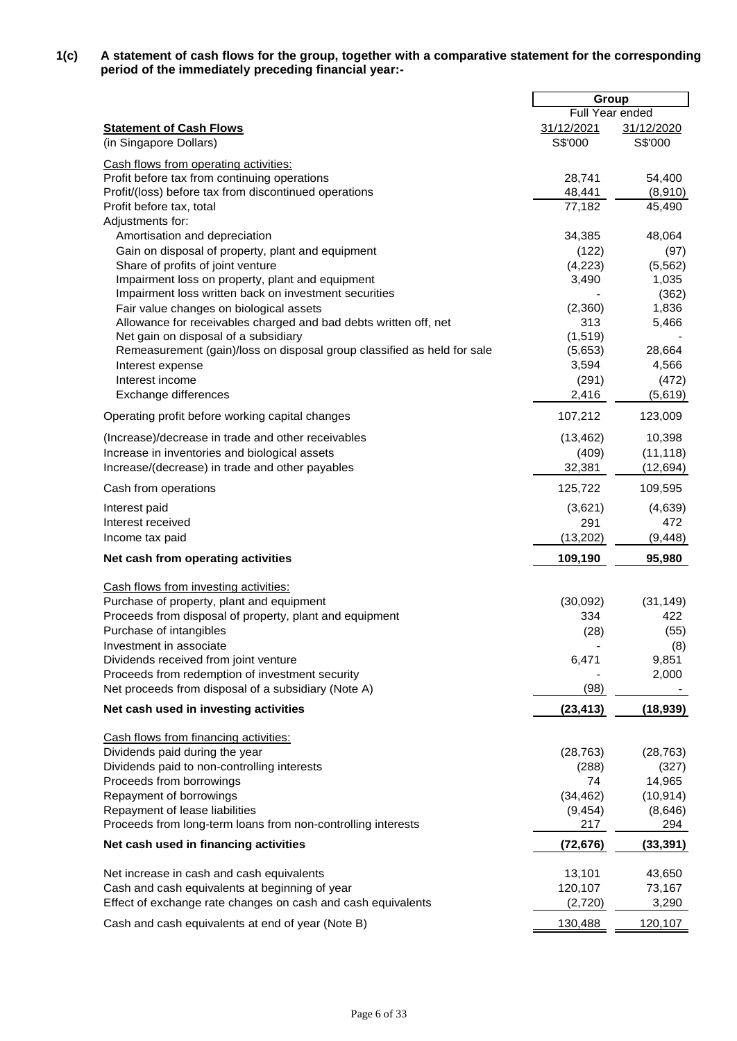**1(c) A statement of cash flows for the group, together with a comparative statement for the corresponding period of the immediately preceding financial year:-**

| | Group | |
|---|---|---|
| | Full Year ended | |
| **Statement of Cash Flows** | 31/12/2021 | 31/12/2020 |
| (in Singapore Dollars) | S$'000 | S$'000 |
| Cash flows from operating activities: | | |
| Profit before tax from continuing operations | 28,741 | 54,400 |
| Profit/(loss) before tax from discontinued operations | 48,441 | (8,910) |
| Profit before tax, total | 77,182 | 45,490 |
| Adjustments for: | | |
| Amortisation and depreciation | 34,385 | 48,064 |
| Gain on disposal of property, plant and equipment | (122) | (97) |
| Share of profits of joint venture | (4,223) | (5,562) |
| Impairment loss on property, plant and equipment | 3,490 | 1,035 |
| Impairment loss written back on investment securities | - | (362) |
| Fair value changes on biological assets | (2,360) | 1,836 |
| Allowance for receivables charged and bad debts written off, net | 313 | 5,466 |
| Net gain on disposal of a subsidiary | (1,519) | - |
| Remeasurement (gain)/loss on disposal group classified as held for sale | (5,653) | 28,664 |
| Interest expense | 3,594 | 4,566 |
| Interest income | (291) | (472) |
| Exchange differences | 2,416 | (5,619) |
| Operating profit before working capital changes | 107,212 | 123,009 |
| (Increase)/decrease in trade and other receivables | (13,462) | 10,398 |
| Increase in inventories and biological assets | (409) | (11,118) |
| Increase/(decrease) in trade and other payables | 32,381 | (12,694) |
| Cash from operations | 125,722 | 109,595 |
| Interest paid | (3,621) | (4,639) |
| Interest received | 291 | 472 |
| Income tax paid | (13,202) | (9,448) |
| **Net cash from operating activities** | **109,190** | **95,980** |
| Cash flows from investing activities: | | |
| Purchase of property, plant and equipment | (30,092) | (31,149) |
| Proceeds from disposal of property, plant and equipment | 334 | 422 |
| Purchase of intangibles | (28) | (55) |
| Investment in associate | - | (8) |
| Dividends received from joint venture | 6,471 | 9,851 |
| Proceeds from redemption of investment security | - | 2,000 |
| Net proceeds from disposal of a subsidiary (Note A) | (98) | - |
| **Net cash used in investing activities** | **(23,413)** | **(18,939)** |
| Cash flows from financing activities: | | |
| Dividends paid during the year | (28,763) | (28,763) |
| Dividends paid to non-controlling interests | (288) | (327) |
| Proceeds from borrowings | 74 | 14,965 |
| Repayment of borrowings | (34,462) | (10,914) |
| Repayment of lease liabilities | (9,454) | (8,646) |
| Proceeds from long-term loans from non-controlling interests | 217 | 294 |
| **Net cash used in financing activities** | **(72,676)** | **(33,391)** |
| Net increase in cash and cash equivalents | 13,101 | 43,650 |
| Cash and cash equivalents at beginning of year | 120,107 | 73,167 |
| Effect of exchange rate changes on cash and cash equivalents | (2,720) | 3,290 |
| Cash and cash equivalents at end of year (Note B) | 130,488 | 120,107 |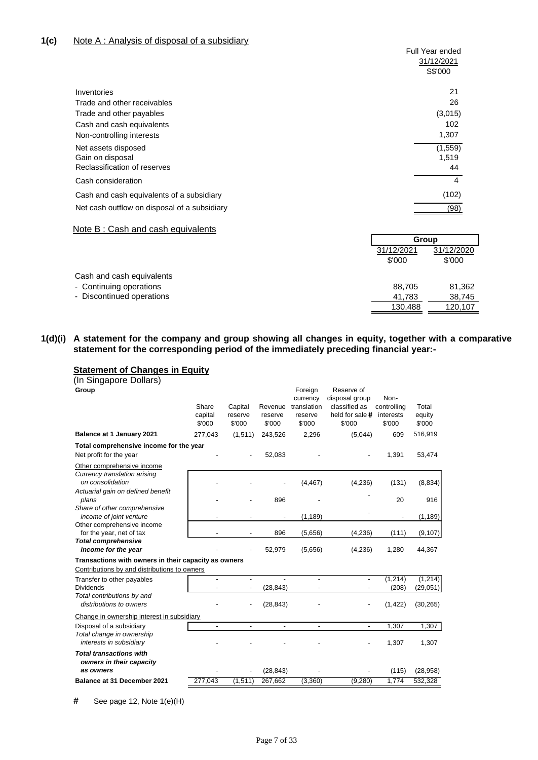## 1(c) Note A : Analysis of disposal of a subsidiary

| | Full Year ended 31/12/2021 S$'000 |
|---|---|
| Inventories | 21 |
| Trade and other receivables | 26 |
| Trade and other payables | (3,015) |
| Cash and cash equivalents | 102 |
| Non-controlling interests | 1,307 |
| Net assets disposed | (1,559) |
| Gain on disposal | 1,519 |
| Reclassification of reserves | 44 |
| Cash consideration | 4 |
| Cash and cash equivalents of a subsidiary | (102) |
| Net cash outflow on disposal of a subsidiary | (98) |

Note B : Cash and cash equivalents

| | Group | |
|---|---|---|
| | 31/12/2021 $'000 | 31/12/2020 $'000 |
| Cash and cash equivalents | | |
| - Continuing operations | 88,705 | 81,362 |
| - Discontinued operations | 41,783 | 38,745 |
| | 130,488 | 120,107 |

## 1(d)(i) A statement for the company and group showing all changes in equity, together with a comparative statement for the corresponding period of the immediately preceding financial year:-

**Statement of Changes in Equity**

(In Singapore Dollars)

| Group | Share capital $'000 | Capital reserve $'000 | Revenue reserve $'000 | Foreign currency translation reserve $'000 | Reserve of disposal group classified as held for sale # $'000 | Non-controlling interests $'000 | Total equity $'000 |
|---|---|---|---|---|---|---|---|
| **Balance at 1 January 2021** | 277,043 | (1,511) | 243,526 | 2,296 | (5,044) | 609 | 516,919 |
| **Total comprehensive income for the year** | | | | | | | |
| Net profit for the year | - | - | 52,083 | - | - | 1,391 | 53,474 |
| Other comprehensive income | | | | | | | |
| *Currency translation arising on consolidation* | - | - | - | (4,467) | (4,236) | (131) | (8,834) |
| *Actuarial gain on defined benefit plans* | - | - | 896 | - | - | 20 | 916 |
| *Share of other comprehensive income of joint venture* | - | - | - | (1,189) | - | - | (1,189) |
| Other comprehensive income for the year, net of tax | - | - | 896 | (5,656) | (4,236) | (111) | (9,107) |
| ***Total comprehensive income for the year*** | - | - | 52,979 | (5,656) | (4,236) | 1,280 | 44,367 |
| **Transactions with owners in their capacity as owners** | | | | | | | |
| Contributions by and distributions to owners | | | | | | | |
| Transfer to other payables | - | - | - | - | - | (1,214) | (1,214) |
| Dividends | - | - | (28,843) | - | - | (208) | (29,051) |
| *Total contributions by and distributions to owners* | - | - | (28,843) | - | - | (1,422) | (30,265) |
| Change in ownership interest in subsidiary | | | | | | | |
| Disposal of a subsidiary | - | - | - | - | - | 1,307 | 1,307 |
| *Total change in ownership interests in subsidiary* | - | - | - | - | - | 1,307 | 1,307 |
| ***Total transactions with owners in their capacity as owners*** | - | - | (28,843) | - | - | (115) | (28,958) |
| **Balance at 31 December 2021** | 277,043 | (1,511) | 267,662 | (3,360) | (9,280) | 1,774 | 532,328 |

\# See page 12, Note 1(e)(H)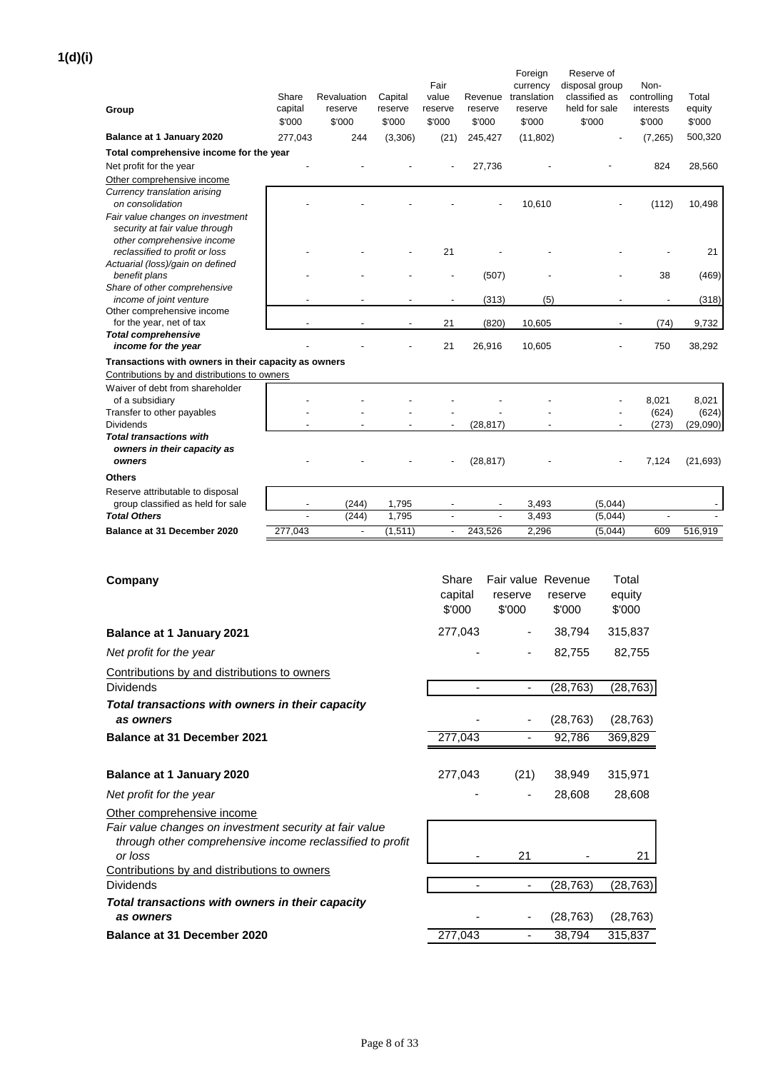**1(d)(i)**

| Group | Share capital | Revaluation reserve | Capital reserve | Fair value reserve | Revenue reserve | Foreign currency translation reserve | Reserve of disposal group classified as held for sale | Non-controlling interests | Total equity |
|---|---|---|---|---|---|---|---|---|---|
| | $'000 | $'000 | $'000 | $'000 | $'000 | $'000 | $'000 | $'000 | $'000 |
| **Balance at 1 January 2020** | 277,043 | 244 | (3,306) | (21) | 245,427 | (11,802) | - | (7,265) | 500,320 |
| **Total comprehensive income for the year** | | | | | | | | | |
| Net profit for the year | - | - | - | - | 27,736 | - | - | 824 | 28,560 |
| Other comprehensive income | | | | | | | | | |
| *Currency translation arising on consolidation* | - | - | - | - | - | 10,610 | - | (112) | 10,498 |
| *Fair value changes on investment security at fair value through other comprehensive income reclassified to profit or loss* | - | - | - | 21 | - | - | - | - | 21 |
| *Actuarial (loss)/gain on defined benefit plans* | - | - | - | - | (507) | - | - | 38 | (469) |
| *Share of other comprehensive income of joint venture* | - | - | - | - | (313) | (5) | - | - | (318) |
| Other comprehensive income for the year, net of tax | - | - | - | 21 | (820) | 10,605 | - | (74) | 9,732 |
| ***Total comprehensive income for the year*** | - | - | - | 21 | 26,916 | 10,605 | - | 750 | 38,292 |
| **Transactions with owners in their capacity as owners** | | | | | | | | | |
| Contributions by and distributions to owners | | | | | | | | | |
| Waiver of debt from shareholder of a subsidiary | - | - | - | - | - | - | - | 8,021 | 8,021 |
| Transfer to other payables | - | - | - | - | - | - | - | (624) | (624) |
| Dividends | - | - | - | - | (28,817) | - | - | (273) | (29,090) |
| ***Total transactions with owners in their capacity as owners*** | - | - | - | - | (28,817) | - | - | 7,124 | (21,693) |
| **Others** | | | | | | | | | |
| Reserve attributable to disposal group classified as held for sale | - | (244) | 1,795 | - | - | 3,493 | (5,044) | | - |
| ***Total Others*** | - | (244) | 1,795 | - | - | 3,493 | (5,044) | - | - |
| **Balance at 31 December 2020** | 277,043 | - | (1,511) | - | 243,526 | 2,296 | (5,044) | 609 | 516,919 |

| Company | Share capital | Fair value reserve | Revenue reserve | Total equity |
|---|---|---|---|---|
| | $'000 | $'000 | $'000 | $'000 |
| **Balance at 1 January 2021** | 277,043 | - | 38,794 | 315,837 |
| *Net profit for the year* | - | - | 82,755 | 82,755 |
| Contributions by and distributions to owners | | | | |
| Dividends | - | - | (28,763) | (28,763) |
| ***Total transactions with owners in their capacity as owners*** | - | - | (28,763) | (28,763) |
| **Balance at 31 December 2021** | 277,043 | - | 92,786 | 369,829 |
| | | | | |
| **Balance at 1 January 2020** | 277,043 | (21) | 38,949 | 315,971 |
| *Net profit for the year* | - | - | 28,608 | 28,608 |
| Other comprehensive income | | | | |
| *Fair value changes on investment security at fair value through other comprehensive income reclassified to profit or loss* | - | 21 | - | 21 |
| Contributions by and distributions to owners | | | | |
| Dividends | - | - | (28,763) | (28,763) |
| ***Total transactions with owners in their capacity as owners*** | - | - | (28,763) | (28,763) |
| **Balance at 31 December 2020** | 277,043 | - | 38,794 | 315,837 |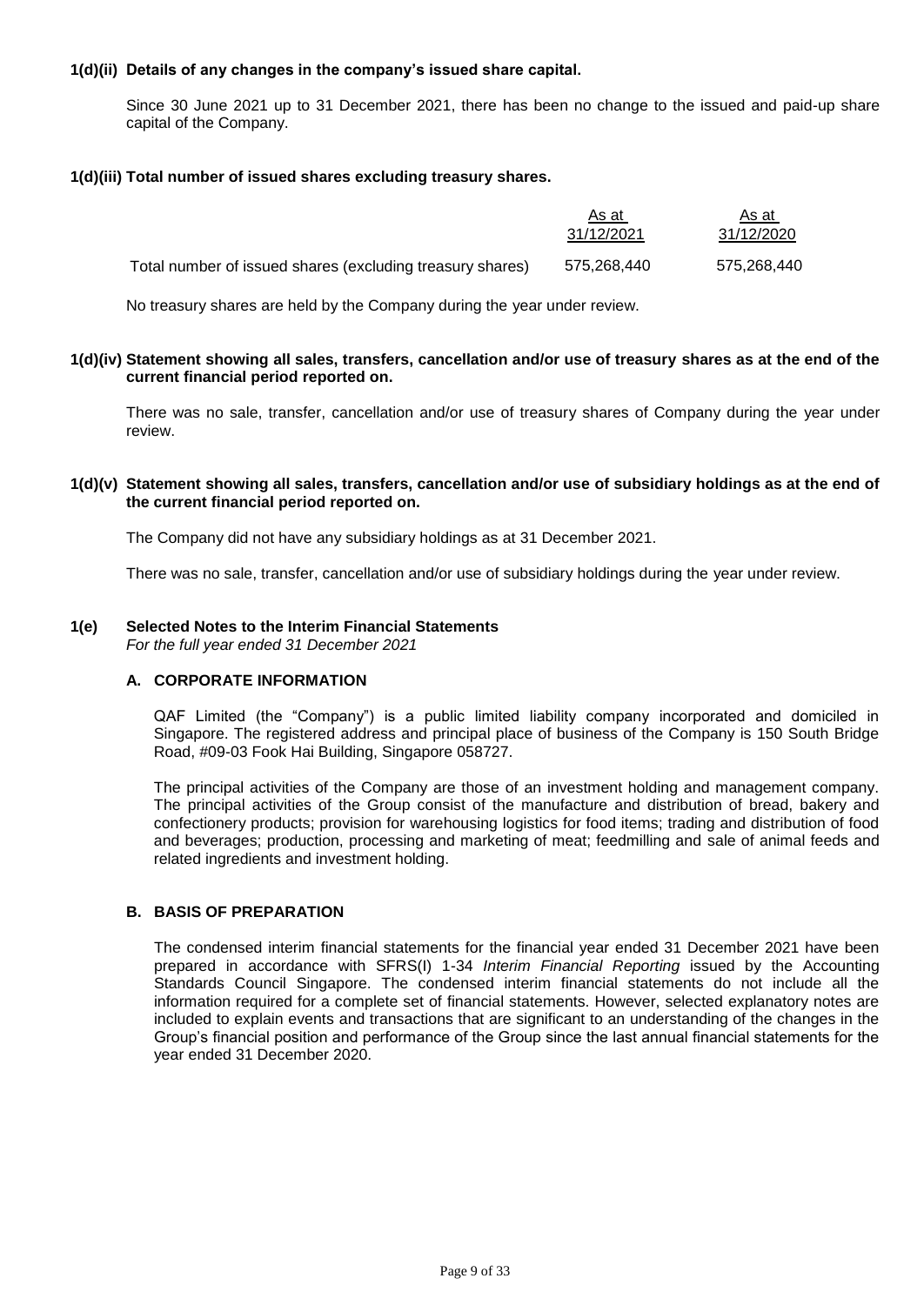**1(d)(ii) Details of any changes in the company's issued share capital.**

Since 30 June 2021 up to 31 December 2021, there has been no change to the issued and paid-up share capital of the Company.

**1(d)(iii) Total number of issued shares excluding treasury shares.**

| | As at 31/12/2021 | As at 31/12/2020 |
|---|---|---|
| Total number of issued shares (excluding treasury shares) | 575,268,440 | 575,268,440 |

No treasury shares are held by the Company during the year under review.

**1(d)(iv) Statement showing all sales, transfers, cancellation and/or use of treasury shares as at the end of the current financial period reported on.**

There was no sale, transfer, cancellation and/or use of treasury shares of Company during the year under review.

**1(d)(v) Statement showing all sales, transfers, cancellation and/or use of subsidiary holdings as at the end of the current financial period reported on.**

The Company did not have any subsidiary holdings as at 31 December 2021.

There was no sale, transfer, cancellation and/or use of subsidiary holdings during the year under review.

**1(e) Selected Notes to the Interim Financial Statements**
*For the full year ended 31 December 2021*

**A. CORPORATE INFORMATION**

QAF Limited (the "Company") is a public limited liability company incorporated and domiciled in Singapore. The registered address and principal place of business of the Company is 150 South Bridge Road, #09-03 Fook Hai Building, Singapore 058727.

The principal activities of the Company are those of an investment holding and management company. The principal activities of the Group consist of the manufacture and distribution of bread, bakery and confectionery products; provision for warehousing logistics for food items; trading and distribution of food and beverages; production, processing and marketing of meat; feedmilling and sale of animal feeds and related ingredients and investment holding.

**B. BASIS OF PREPARATION**

The condensed interim financial statements for the financial year ended 31 December 2021 have been prepared in accordance with SFRS(I) 1-34 *Interim Financial Reporting* issued by the Accounting Standards Council Singapore. The condensed interim financial statements do not include all the information required for a complete set of financial statements. However, selected explanatory notes are included to explain events and transactions that are significant to an understanding of the changes in the Group's financial position and performance of the Group since the last annual financial statements for the year ended 31 December 2020.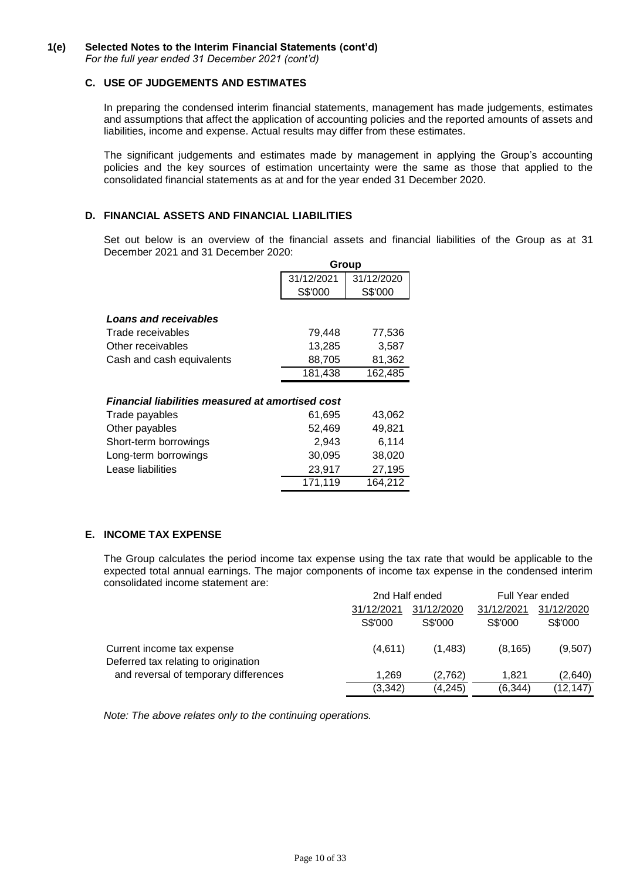## 1(e) Selected Notes to the Interim Financial Statements (cont'd)

*For the full year ended 31 December 2021 (cont'd)*

### C. USE OF JUDGEMENTS AND ESTIMATES

In preparing the condensed interim financial statements, management has made judgements, estimates and assumptions that affect the application of accounting policies and the reported amounts of assets and liabilities, income and expense. Actual results may differ from these estimates.

The significant judgements and estimates made by management in applying the Group's accounting policies and the key sources of estimation uncertainty were the same as those that applied to the consolidated financial statements as at and for the year ended 31 December 2020.

### D. FINANCIAL ASSETS AND FINANCIAL LIABILITIES

Set out below is an overview of the financial assets and financial liabilities of the Group as at 31 December 2021 and 31 December 2020:

| | Group | |
|---|---|---|
| | 31/12/2021 | 31/12/2020 |
| | S$'000 | S$'000 |
| ***Loans and receivables*** | | |
| Trade receivables | 79,448 | 77,536 |
| Other receivables | 13,285 | 3,587 |
| Cash and cash equivalents | 88,705 | 81,362 |
| | 181,438 | 162,485 |
| ***Financial liabilities measured at amortised cost*** | | |
| Trade payables | 61,695 | 43,062 |
| Other payables | 52,469 | 49,821 |
| Short-term borrowings | 2,943 | 6,114 |
| Long-term borrowings | 30,095 | 38,020 |
| Lease liabilities | 23,917 | 27,195 |
| | 171,119 | 164,212 |

### E. INCOME TAX EXPENSE

The Group calculates the period income tax expense using the tax rate that would be applicable to the expected total annual earnings. The major components of income tax expense in the condensed interim consolidated income statement are:

| | 2nd Half ended | | Full Year ended | |
|---|---|---|---|---|
| | 31/12/2021 | 31/12/2020 | 31/12/2021 | 31/12/2020 |
| | S$'000 | S$'000 | S$'000 | S$'000 |
| Current income tax expense | (4,611) | (1,483) | (8,165) | (9,507) |
| Deferred tax relating to origination and reversal of temporary differences | 1,269 | (2,762) | 1,821 | (2,640) |
| | (3,342) | (4,245) | (6,344) | (12,147) |

*Note: The above relates only to the continuing operations.*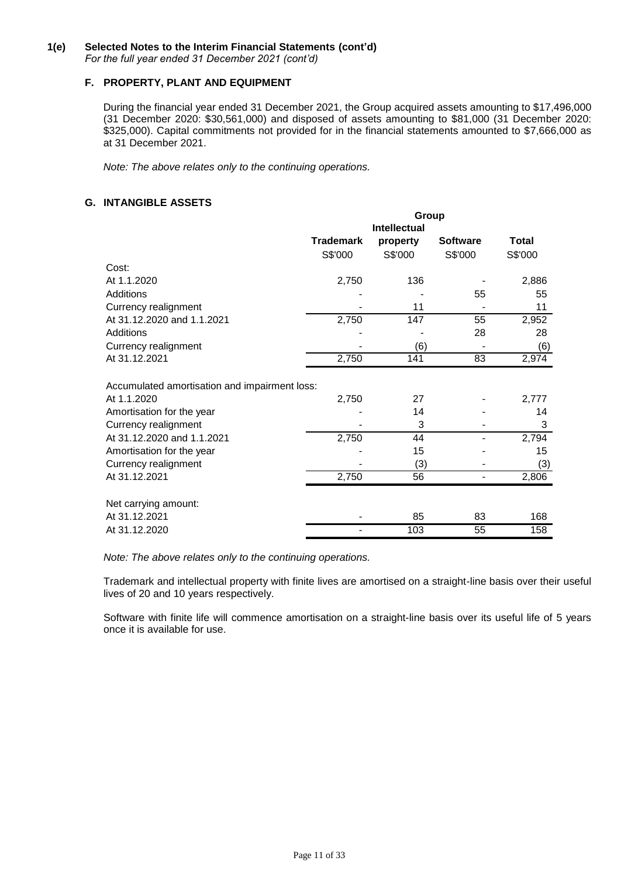**1(e) Selected Notes to the Interim Financial Statements (cont'd)**
*For the full year ended 31 December 2021 (cont'd)*

### F. PROPERTY, PLANT AND EQUIPMENT

During the financial year ended 31 December 2021, the Group acquired assets amounting to $17,496,000 (31 December 2020: $30,561,000) and disposed of assets amounting to $81,000 (31 December 2020: $325,000). Capital commitments not provided for in the financial statements amounted to $7,666,000 as at 31 December 2021.

*Note: The above relates only to the continuing operations.*

### G. INTANGIBLE ASSETS

| | Group | | | |
|---|---|---|---|---|
| | **Trademark** | **Intellectual property** | **Software** | **Total** |
| | S$'000 | S$'000 | S$'000 | S$'000 |
| Cost: | | | | |
| At 1.1.2020 | 2,750 | 136 | - | 2,886 |
| Additions | - | - | 55 | 55 |
| Currency realignment | - | 11 | - | 11 |
| At 31.12.2020 and 1.1.2021 | 2,750 | 147 | 55 | 2,952 |
| Additions | - | - | 28 | 28 |
| Currency realignment | - | (6) | - | (6) |
| At 31.12.2021 | 2,750 | 141 | 83 | 2,974 |
| | | | | |
| Accumulated amortisation and impairment loss: | | | | |
| At 1.1.2020 | 2,750 | 27 | - | 2,777 |
| Amortisation for the year | - | 14 | - | 14 |
| Currency realignment | - | 3 | - | 3 |
| At 31.12.2020 and 1.1.2021 | 2,750 | 44 | - | 2,794 |
| Amortisation for the year | - | 15 | - | 15 |
| Currency realignment | - | (3) | - | (3) |
| At 31.12.2021 | 2,750 | 56 | - | 2,806 |
| | | | | |
| Net carrying amount: | | | | |
| At 31.12.2021 | - | 85 | 83 | 168 |
| At 31.12.2020 | - | 103 | 55 | 158 |

*Note: The above relates only to the continuing operations.*

Trademark and intellectual property with finite lives are amortised on a straight-line basis over their useful lives of 20 and 10 years respectively.

Software with finite life will commence amortisation on a straight-line basis over its useful life of 5 years once it is available for use.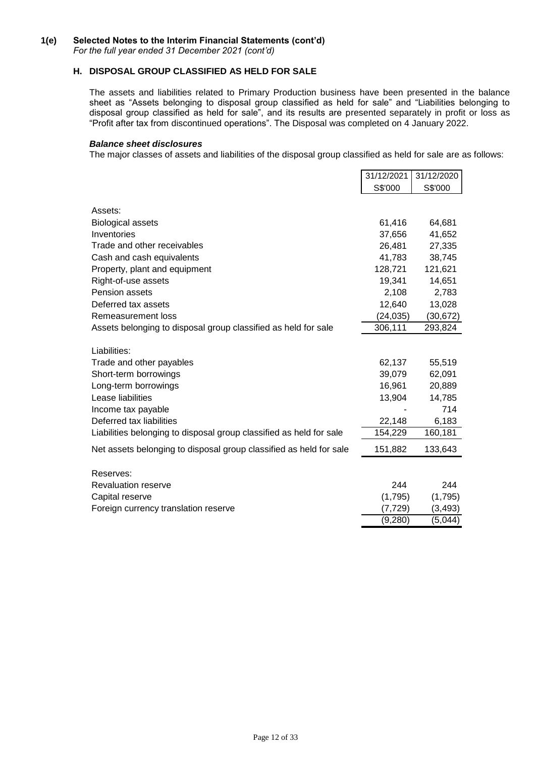**1(e) Selected Notes to the Interim Financial Statements (cont'd)**
*For the full year ended 31 December 2021 (cont'd)*

### H. DISPOSAL GROUP CLASSIFIED AS HELD FOR SALE

The assets and liabilities related to Primary Production business have been presented in the balance sheet as "Assets belonging to disposal group classified as held for sale" and "Liabilities belonging to disposal group classified as held for sale", and its results are presented separately in profit or loss as "Profit after tax from discontinued operations". The Disposal was completed on 4 January 2022.

***Balance sheet disclosures***

The major classes of assets and liabilities of the disposal group classified as held for sale are as follows:

| | 31/12/2021 | 31/12/2020 |
|---|---|---|
| | S$'000 | S$'000 |
| Assets: | | |
| Biological assets | 61,416 | 64,681 |
| Inventories | 37,656 | 41,652 |
| Trade and other receivables | 26,481 | 27,335 |
| Cash and cash equivalents | 41,783 | 38,745 |
| Property, plant and equipment | 128,721 | 121,621 |
| Right-of-use assets | 19,341 | 14,651 |
| Pension assets | 2,108 | 2,783 |
| Deferred tax assets | 12,640 | 13,028 |
| Remeasurement loss | (24,035) | (30,672) |
| Assets belonging to disposal group classified as held for sale | 306,111 | 293,824 |
| Liabilities: | | |
| Trade and other payables | 62,137 | 55,519 |
| Short-term borrowings | 39,079 | 62,091 |
| Long-term borrowings | 16,961 | 20,889 |
| Lease liabilities | 13,904 | 14,785 |
| Income tax payable | - | 714 |
| Deferred tax liabilities | 22,148 | 6,183 |
| Liabilities belonging to disposal group classified as held for sale | 154,229 | 160,181 |
| Net assets belonging to disposal group classified as held for sale | 151,882 | 133,643 |
| Reserves: | | |
| Revaluation reserve | 244 | 244 |
| Capital reserve | (1,795) | (1,795) |
| Foreign currency translation reserve | (7,729) | (3,493) |
| | (9,280) | (5,044) |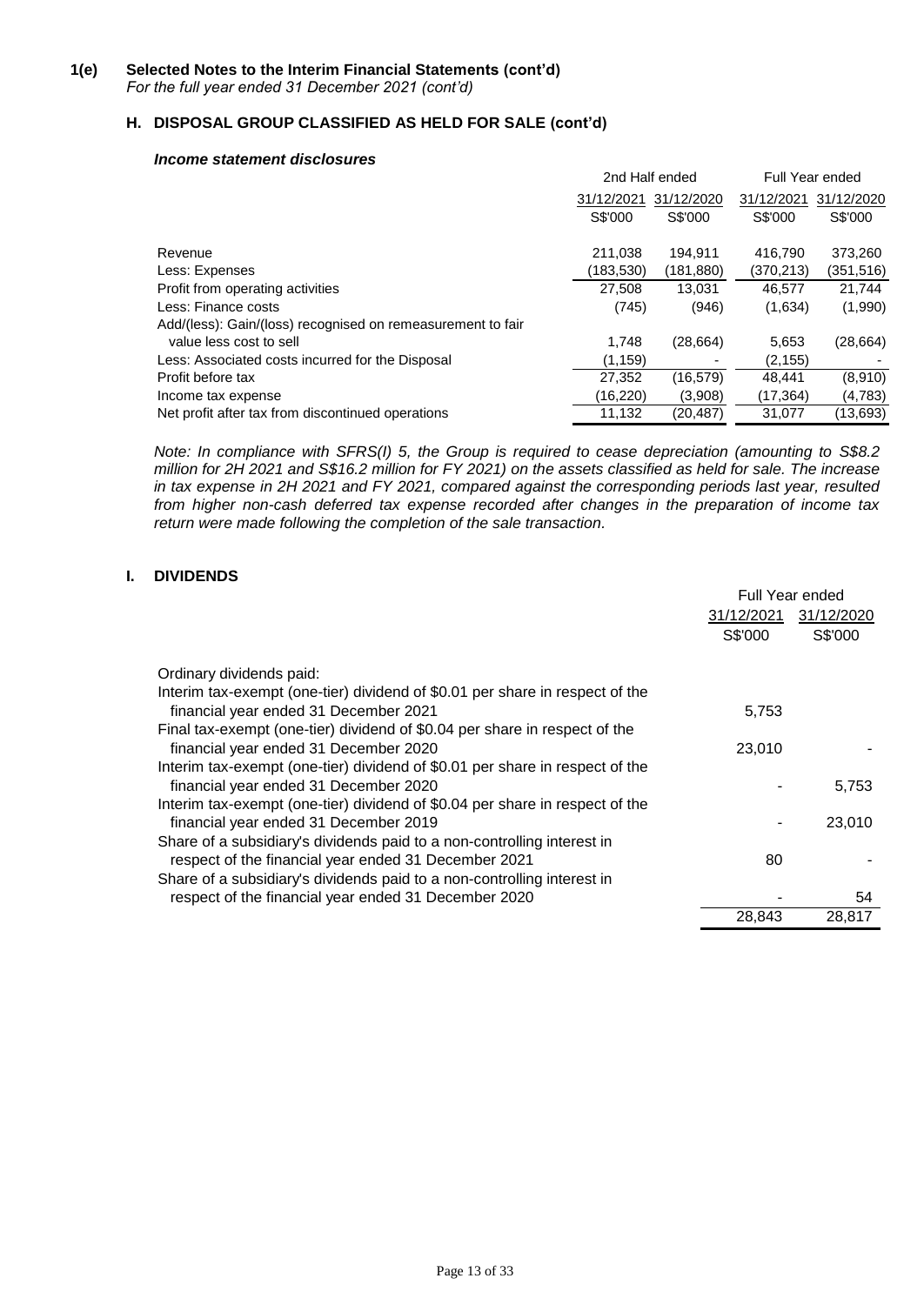# 1(e) Selected Notes to the Interim Financial Statements (cont'd)

*For the full year ended 31 December 2021 (cont'd)*

## H. DISPOSAL GROUP CLASSIFIED AS HELD FOR SALE (cont'd)

### *Income statement disclosures*

| | 2nd Half ended | | Full Year ended | |
|---|---|---|---|---|
| | 31/12/2021 | 31/12/2020 | 31/12/2021 | 31/12/2020 |
| | S$'000 | S$'000 | S$'000 | S$'000 |
| Revenue | 211,038 | 194,911 | 416,790 | 373,260 |
| Less: Expenses | (183,530) | (181,880) | (370,213) | (351,516) |
| Profit from operating activities | 27,508 | 13,031 | 46,577 | 21,744 |
| Less: Finance costs | (745) | (946) | (1,634) | (1,990) |
| Add/(less): Gain/(loss) recognised on remeasurement to fair value less cost to sell | 1,748 | (28,664) | 5,653 | (28,664) |
| Less: Associated costs incurred for the Disposal | (1,159) | - | (2,155) | - |
| Profit before tax | 27,352 | (16,579) | 48,441 | (8,910) |
| Income tax expense | (16,220) | (3,908) | (17,364) | (4,783) |
| Net profit after tax from discontinued operations | 11,132 | (20,487) | 31,077 | (13,693) |

*Note: In compliance with SFRS(I) 5, the Group is required to cease depreciation (amounting to S$8.2 million for 2H 2021 and S$16.2 million for FY 2021) on the assets classified as held for sale. The increase in tax expense in 2H 2021 and FY 2021, compared against the corresponding periods last year, resulted from higher non-cash deferred tax expense recorded after changes in the preparation of income tax return were made following the completion of the sale transaction.*

## I. DIVIDENDS

| | Full Year ended | |
|---|---|---|
| | 31/12/2021 | 31/12/2020 |
| | S$'000 | S$'000 |
| Ordinary dividends paid: | | |
| Interim tax-exempt (one-tier) dividend of $0.01 per share in respect of the financial year ended 31 December 2021 | 5,753 | |
| Final tax-exempt (one-tier) dividend of $0.04 per share in respect of the financial year ended 31 December 2020 | 23,010 | - |
| Interim tax-exempt (one-tier) dividend of $0.01 per share in respect of the financial year ended 31 December 2020 | - | 5,753 |
| Interim tax-exempt (one-tier) dividend of $0.04 per share in respect of the financial year ended 31 December 2019 | - | 23,010 |
| Share of a subsidiary's dividends paid to a non-controlling interest in respect of the financial year ended 31 December 2021 | 80 | - |
| Share of a subsidiary's dividends paid to a non-controlling interest in respect of the financial year ended 31 December 2020 | - | 54 |
| | 28,843 | 28,817 |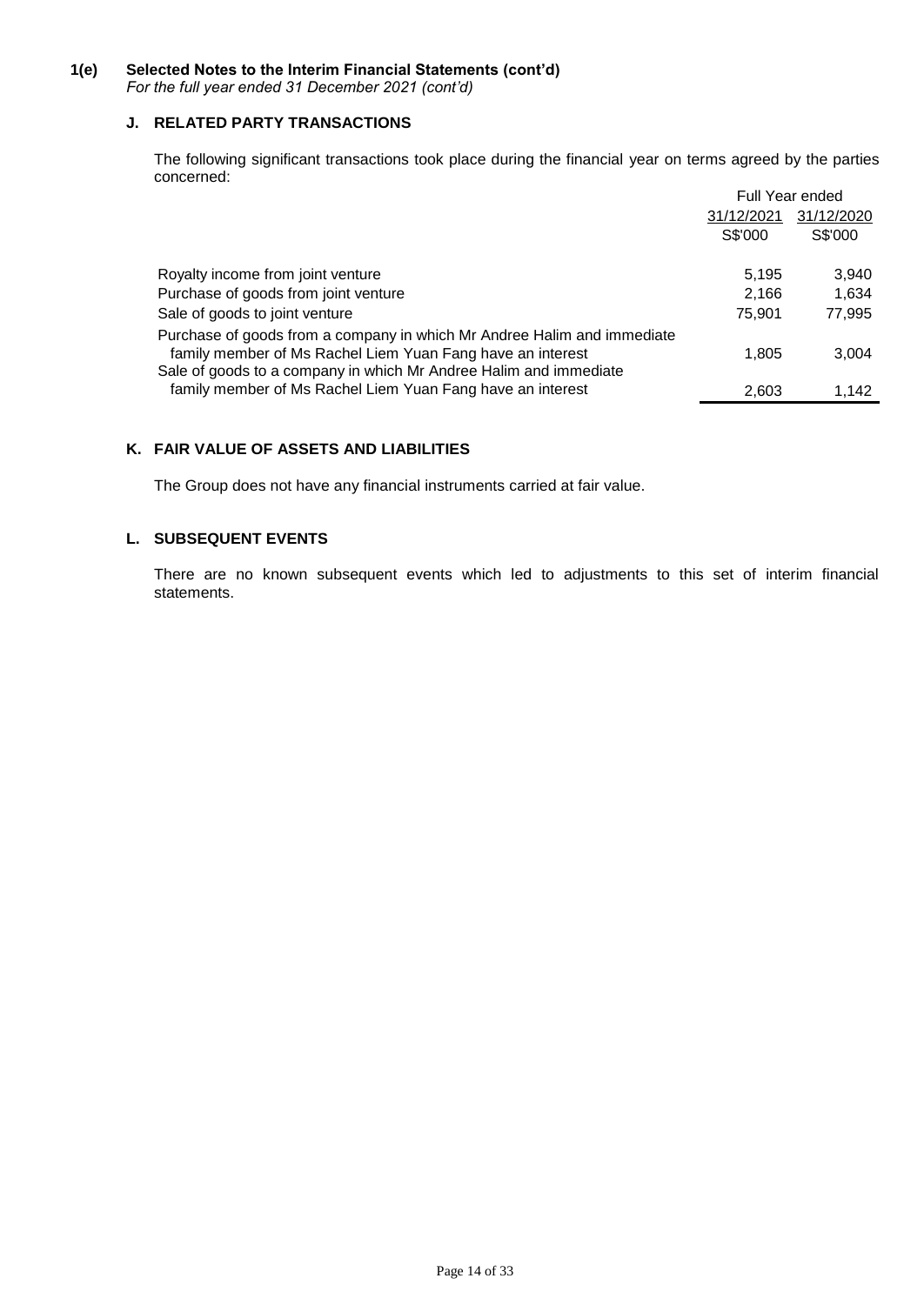**1(e) Selected Notes to the Interim Financial Statements (cont'd)**
*For the full year ended 31 December 2021 (cont'd)*

### J. RELATED PARTY TRANSACTIONS

The following significant transactions took place during the financial year on terms agreed by the parties concerned:

| | Full Year ended | |
|---|---|---|
| | 31/12/2021 | 31/12/2020 |
| | S$'000 | S$'000 |
| Royalty income from joint venture | 5,195 | 3,940 |
| Purchase of goods from joint venture | 2,166 | 1,634 |
| Sale of goods to joint venture | 75,901 | 77,995 |
| Purchase of goods from a company in which Mr Andree Halim and immediate family member of Ms Rachel Liem Yuan Fang have an interest | 1,805 | 3,004 |
| Sale of goods to a company in which Mr Andree Halim and immediate family member of Ms Rachel Liem Yuan Fang have an interest | 2,603 | 1,142 |

### K. FAIR VALUE OF ASSETS AND LIABILITIES

The Group does not have any financial instruments carried at fair value.

### L. SUBSEQUENT EVENTS

There are no known subsequent events which led to adjustments to this set of interim financial statements.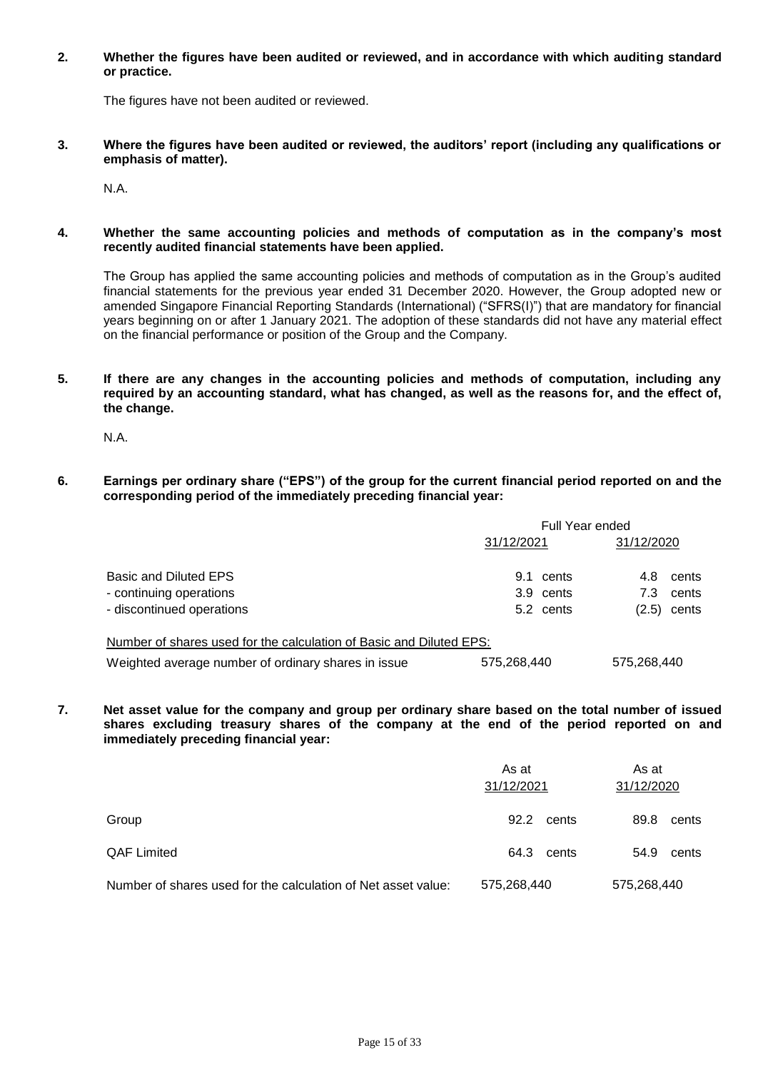**2. Whether the figures have been audited or reviewed, and in accordance with which auditing standard or practice.**

The figures have not been audited or reviewed.

**3. Where the figures have been audited or reviewed, the auditors' report (including any qualifications or emphasis of matter).**

N.A.

**4. Whether the same accounting policies and methods of computation as in the company's most recently audited financial statements have been applied.**

The Group has applied the same accounting policies and methods of computation as in the Group's audited financial statements for the previous year ended 31 December 2020. However, the Group adopted new or amended Singapore Financial Reporting Standards (International) ("SFRS(I)") that are mandatory for financial years beginning on or after 1 January 2021. The adoption of these standards did not have any material effect on the financial performance or position of the Group and the Company.

**5. If there are any changes in the accounting policies and methods of computation, including any required by an accounting standard, what has changed, as well as the reasons for, and the effect of, the change.**

N.A.

**6. Earnings per ordinary share ("EPS") of the group for the current financial period reported on and the corresponding period of the immediately preceding financial year:**

| | Full Year ended | |
|---|---|---|
| | 31/12/2021 | 31/12/2020 |
| Basic and Diluted EPS | 9.1 cents | 4.8 cents |
| - continuing operations | 3.9 cents | 7.3 cents |
| - discontinued operations | 5.2 cents | (2.5) cents |
| Number of shares used for the calculation of Basic and Diluted EPS: | | |
| Weighted average number of ordinary shares in issue | 575,268,440 | 575,268,440 |

**7. Net asset value for the company and group per ordinary share based on the total number of issued shares excluding treasury shares of the company at the end of the period reported on and immediately preceding financial year:**

| | As at 31/12/2021 | As at 31/12/2020 |
|---|---|---|
| Group | 92.2 cents | 89.8 cents |
| QAF Limited | 64.3 cents | 54.9 cents |
| Number of shares used for the calculation of Net asset value: | 575,268,440 | 575,268,440 |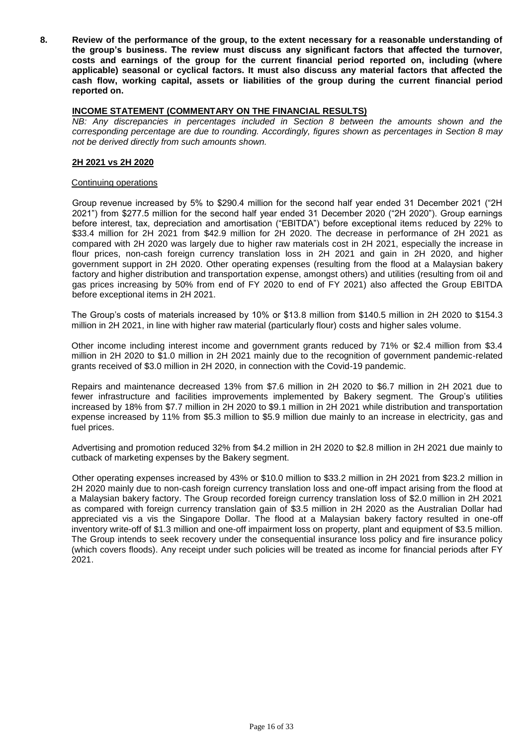**8. Review of the performance of the group, to the extent necessary for a reasonable understanding of the group's business. The review must discuss any significant factors that affected the turnover, costs and earnings of the group for the current financial period reported on, including (where applicable) seasonal or cyclical factors. It must also discuss any material factors that affected the cash flow, working capital, assets or liabilities of the group during the current financial period reported on.**

**INCOME STATEMENT (COMMENTARY ON THE FINANCIAL RESULTS)**

*NB: Any discrepancies in percentages included in Section 8 between the amounts shown and the corresponding percentage are due to rounding. Accordingly, figures shown as percentages in Section 8 may not be derived directly from such amounts shown.*

**2H 2021 vs 2H 2020**

Continuing operations

Group revenue increased by 5% to $290.4 million for the second half year ended 31 December 2021 ("2H 2021") from $277.5 million for the second half year ended 31 December 2020 ("2H 2020"). Group earnings before interest, tax, depreciation and amortisation ("EBITDA") before exceptional items reduced by 22% to $33.4 million for 2H 2021 from $42.9 million for 2H 2020. The decrease in performance of 2H 2021 as compared with 2H 2020 was largely due to higher raw materials cost in 2H 2021, especially the increase in flour prices, non-cash foreign currency translation loss in 2H 2021 and gain in 2H 2020, and higher government support in 2H 2020. Other operating expenses (resulting from the flood at a Malaysian bakery factory and higher distribution and transportation expense, amongst others) and utilities (resulting from oil and gas prices increasing by 50% from end of FY 2020 to end of FY 2021) also affected the Group EBITDA before exceptional items in 2H 2021.

The Group's costs of materials increased by 10% or $13.8 million from $140.5 million in 2H 2020 to $154.3 million in 2H 2021, in line with higher raw material (particularly flour) costs and higher sales volume.

Other income including interest income and government grants reduced by 71% or $2.4 million from $3.4 million in 2H 2020 to $1.0 million in 2H 2021 mainly due to the recognition of government pandemic-related grants received of $3.0 million in 2H 2020, in connection with the Covid-19 pandemic.

Repairs and maintenance decreased 13% from $7.6 million in 2H 2020 to $6.7 million in 2H 2021 due to fewer infrastructure and facilities improvements implemented by Bakery segment. The Group's utilities increased by 18% from $7.7 million in 2H 2020 to $9.1 million in 2H 2021 while distribution and transportation expense increased by 11% from $5.3 million to $5.9 million due mainly to an increase in electricity, gas and fuel prices.

Advertising and promotion reduced 32% from $4.2 million in 2H 2020 to $2.8 million in 2H 2021 due mainly to cutback of marketing expenses by the Bakery segment.

Other operating expenses increased by 43% or $10.0 million to $33.2 million in 2H 2021 from $23.2 million in 2H 2020 mainly due to non-cash foreign currency translation loss and one-off impact arising from the flood at a Malaysian bakery factory. The Group recorded foreign currency translation loss of $2.0 million in 2H 2021 as compared with foreign currency translation gain of $3.5 million in 2H 2020 as the Australian Dollar had appreciated vis a vis the Singapore Dollar. The flood at a Malaysian bakery factory resulted in one-off inventory write-off of $1.3 million and one-off impairment loss on property, plant and equipment of $3.5 million. The Group intends to seek recovery under the consequential insurance loss policy and fire insurance policy (which covers floods). Any receipt under such policies will be treated as income for financial periods after FY 2021.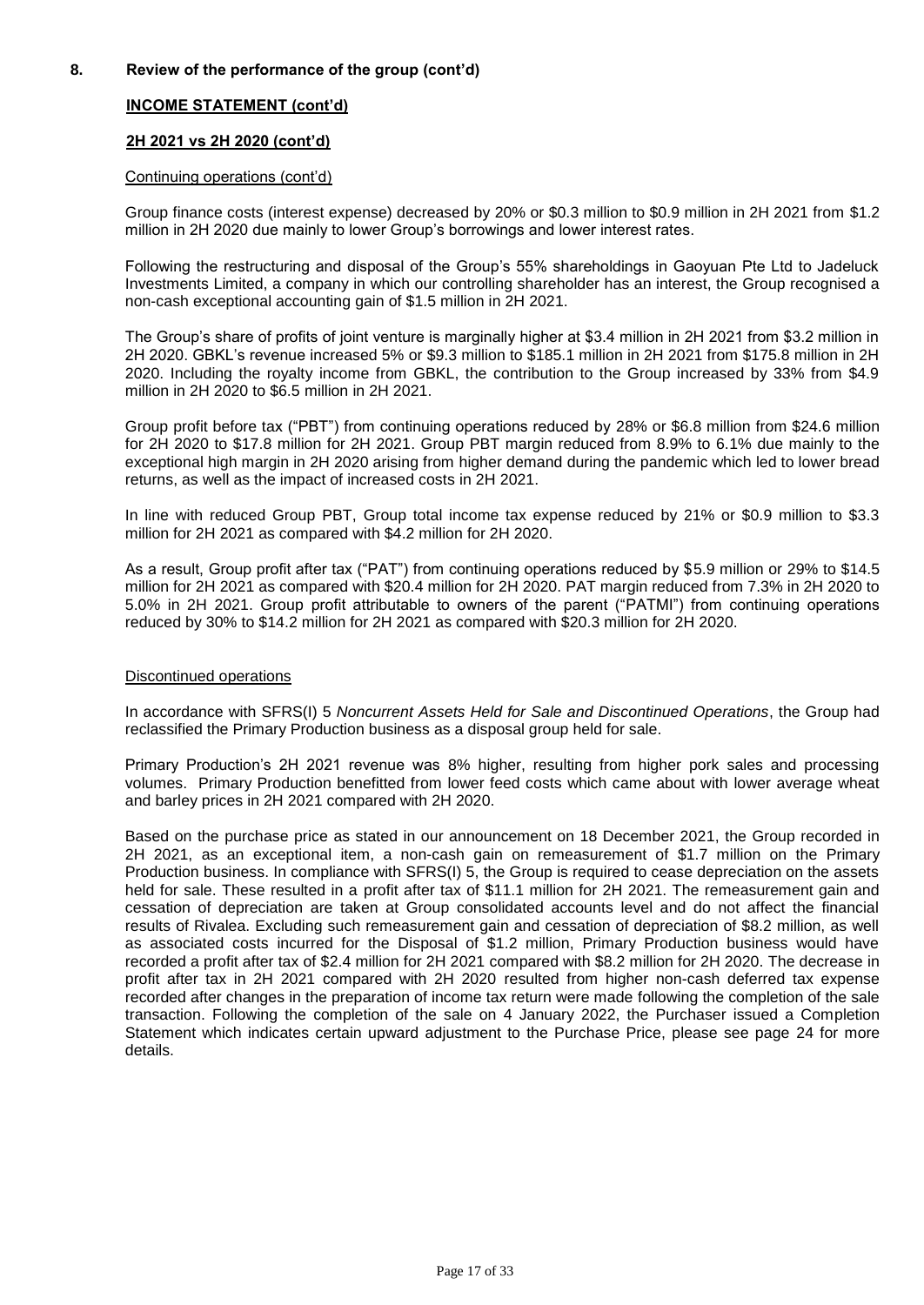## 8. Review of the performance of the group (cont'd)

### INCOME STATEMENT (cont'd)

### 2H 2021 vs 2H 2020 (cont'd)

Continuing operations (cont'd)

Group finance costs (interest expense) decreased by 20% or \$0.3 million to \$0.9 million in 2H 2021 from \$1.2 million in 2H 2020 due mainly to lower Group's borrowings and lower interest rates.

Following the restructuring and disposal of the Group's 55% shareholdings in Gaoyuan Pte Ltd to Jadeluck Investments Limited, a company in which our controlling shareholder has an interest, the Group recognised a non-cash exceptional accounting gain of \$1.5 million in 2H 2021.

The Group's share of profits of joint venture is marginally higher at \$3.4 million in 2H 2021 from \$3.2 million in 2H 2020. GBKL's revenue increased 5% or \$9.3 million to \$185.1 million in 2H 2021 from \$175.8 million in 2H 2020. Including the royalty income from GBKL, the contribution to the Group increased by 33% from \$4.9 million in 2H 2020 to \$6.5 million in 2H 2021.

Group profit before tax ("PBT") from continuing operations reduced by 28% or \$6.8 million from \$24.6 million for 2H 2020 to \$17.8 million for 2H 2021. Group PBT margin reduced from 8.9% to 6.1% due mainly to the exceptional high margin in 2H 2020 arising from higher demand during the pandemic which led to lower bread returns, as well as the impact of increased costs in 2H 2021.

In line with reduced Group PBT, Group total income tax expense reduced by 21% or \$0.9 million to \$3.3 million for 2H 2021 as compared with \$4.2 million for 2H 2020.

As a result, Group profit after tax ("PAT") from continuing operations reduced by \$5.9 million or 29% to \$14.5 million for 2H 2021 as compared with \$20.4 million for 2H 2020. PAT margin reduced from 7.3% in 2H 2020 to 5.0% in 2H 2021. Group profit attributable to owners of the parent ("PATMI") from continuing operations reduced by 30% to \$14.2 million for 2H 2021 as compared with \$20.3 million for 2H 2020.

Discontinued operations

In accordance with SFRS(I) 5 *Noncurrent Assets Held for Sale and Discontinued Operations*, the Group had reclassified the Primary Production business as a disposal group held for sale.

Primary Production's 2H 2021 revenue was 8% higher, resulting from higher pork sales and processing volumes. Primary Production benefitted from lower feed costs which came about with lower average wheat and barley prices in 2H 2021 compared with 2H 2020.

Based on the purchase price as stated in our announcement on 18 December 2021, the Group recorded in 2H 2021, as an exceptional item, a non-cash gain on remeasurement of \$1.7 million on the Primary Production business. In compliance with SFRS(I) 5, the Group is required to cease depreciation on the assets held for sale. These resulted in a profit after tax of \$11.1 million for 2H 2021. The remeasurement gain and cessation of depreciation are taken at Group consolidated accounts level and do not affect the financial results of Rivalea. Excluding such remeasurement gain and cessation of depreciation of \$8.2 million, as well as associated costs incurred for the Disposal of \$1.2 million, Primary Production business would have recorded a profit after tax of \$2.4 million for 2H 2021 compared with \$8.2 million for 2H 2020. The decrease in profit after tax in 2H 2021 compared with 2H 2020 resulted from higher non-cash deferred tax expense recorded after changes in the preparation of income tax return were made following the completion of the sale transaction. Following the completion of the sale on 4 January 2022, the Purchaser issued a Completion Statement which indicates certain upward adjustment to the Purchase Price, please see page 24 for more details.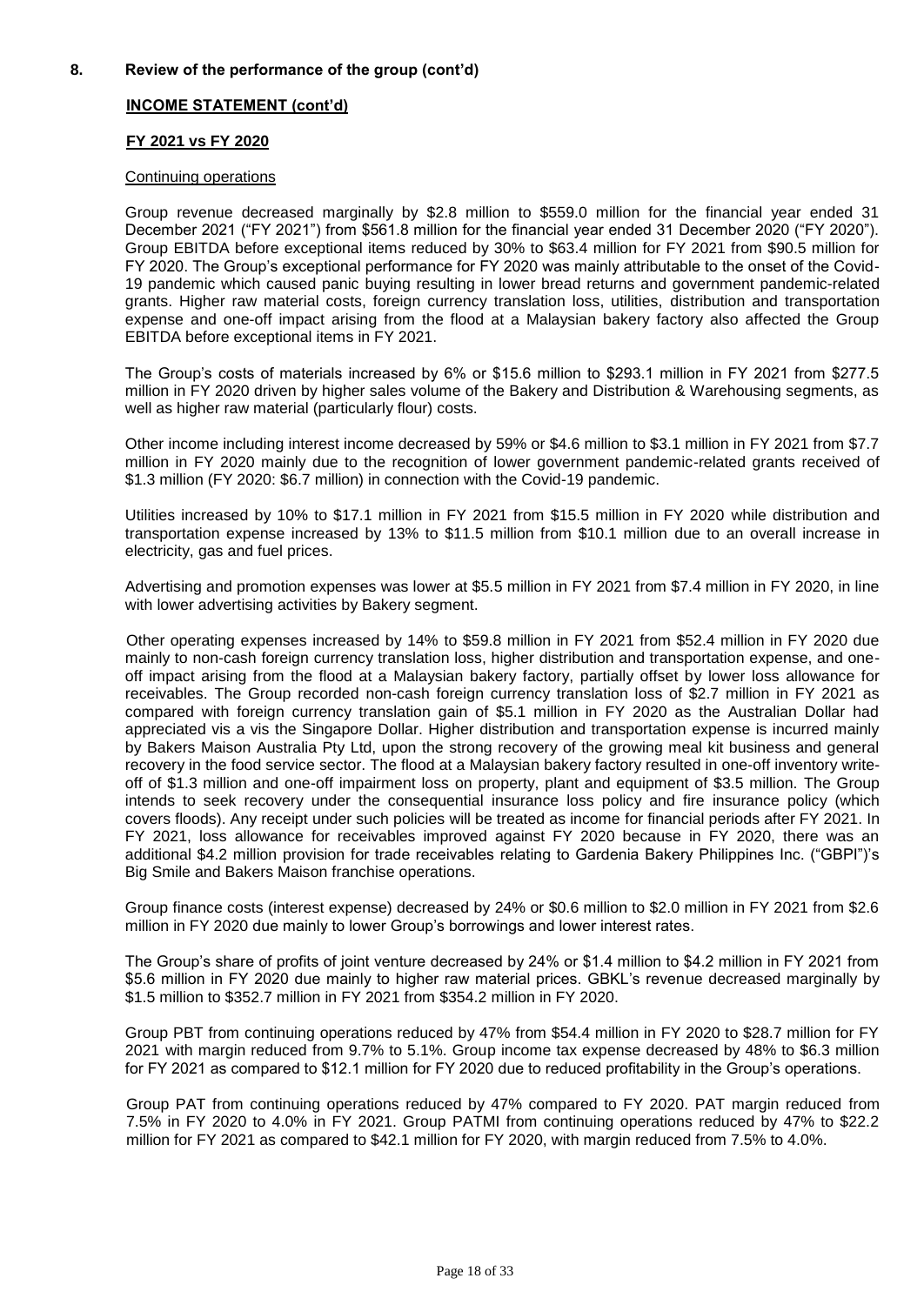## 8. Review of the performance of the group (cont'd)

### INCOME STATEMENT (cont'd)

#### FY 2021 vs FY 2020

Continuing operations

Group revenue decreased marginally by $2.8 million to $559.0 million for the financial year ended 31 December 2021 ("FY 2021") from $561.8 million for the financial year ended 31 December 2020 ("FY 2020"). Group EBITDA before exceptional items reduced by 30% to $63.4 million for FY 2021 from $90.5 million for FY 2020. The Group's exceptional performance for FY 2020 was mainly attributable to the onset of the Covid-19 pandemic which caused panic buying resulting in lower bread returns and government pandemic-related grants. Higher raw material costs, foreign currency translation loss, utilities, distribution and transportation expense and one-off impact arising from the flood at a Malaysian bakery factory also affected the Group EBITDA before exceptional items in FY 2021.

The Group's costs of materials increased by 6% or $15.6 million to $293.1 million in FY 2021 from $277.5 million in FY 2020 driven by higher sales volume of the Bakery and Distribution & Warehousing segments, as well as higher raw material (particularly flour) costs.

Other income including interest income decreased by 59% or $4.6 million to $3.1 million in FY 2021 from $7.7 million in FY 2020 mainly due to the recognition of lower government pandemic-related grants received of $1.3 million (FY 2020: $6.7 million) in connection with the Covid-19 pandemic.

Utilities increased by 10% to $17.1 million in FY 2021 from $15.5 million in FY 2020 while distribution and transportation expense increased by 13% to $11.5 million from $10.1 million due to an overall increase in electricity, gas and fuel prices.

Advertising and promotion expenses was lower at $5.5 million in FY 2021 from $7.4 million in FY 2020, in line with lower advertising activities by Bakery segment.

Other operating expenses increased by 14% to $59.8 million in FY 2021 from $52.4 million in FY 2020 due mainly to non-cash foreign currency translation loss, higher distribution and transportation expense, and one-off impact arising from the flood at a Malaysian bakery factory, partially offset by lower loss allowance for receivables. The Group recorded non-cash foreign currency translation loss of $2.7 million in FY 2021 as compared with foreign currency translation gain of $5.1 million in FY 2020 as the Australian Dollar had appreciated vis a vis the Singapore Dollar. Higher distribution and transportation expense is incurred mainly by Bakers Maison Australia Pty Ltd, upon the strong recovery of the growing meal kit business and general recovery in the food service sector. The flood at a Malaysian bakery factory resulted in one-off inventory write-off of $1.3 million and one-off impairment loss on property, plant and equipment of $3.5 million. The Group intends to seek recovery under the consequential insurance loss policy and fire insurance policy (which covers floods). Any receipt under such policies will be treated as income for financial periods after FY 2021. In FY 2021, loss allowance for receivables improved against FY 2020 because in FY 2020, there was an additional $4.2 million provision for trade receivables relating to Gardenia Bakery Philippines Inc. ("GBPI")'s Big Smile and Bakers Maison franchise operations.

Group finance costs (interest expense) decreased by 24% or $0.6 million to $2.0 million in FY 2021 from $2.6 million in FY 2020 due mainly to lower Group's borrowings and lower interest rates.

The Group's share of profits of joint venture decreased by 24% or $1.4 million to $4.2 million in FY 2021 from $5.6 million in FY 2020 due mainly to higher raw material prices. GBKL's revenue decreased marginally by $1.5 million to $352.7 million in FY 2021 from $354.2 million in FY 2020.

Group PBT from continuing operations reduced by 47% from $54.4 million in FY 2020 to $28.7 million for FY 2021 with margin reduced from 9.7% to 5.1%. Group income tax expense decreased by 48% to $6.3 million for FY 2021 as compared to $12.1 million for FY 2020 due to reduced profitability in the Group's operations.

Group PAT from continuing operations reduced by 47% compared to FY 2020. PAT margin reduced from 7.5% in FY 2020 to 4.0% in FY 2021. Group PATMI from continuing operations reduced by 47% to $22.2 million for FY 2021 as compared to $42.1 million for FY 2020, with margin reduced from 7.5% to 4.0%.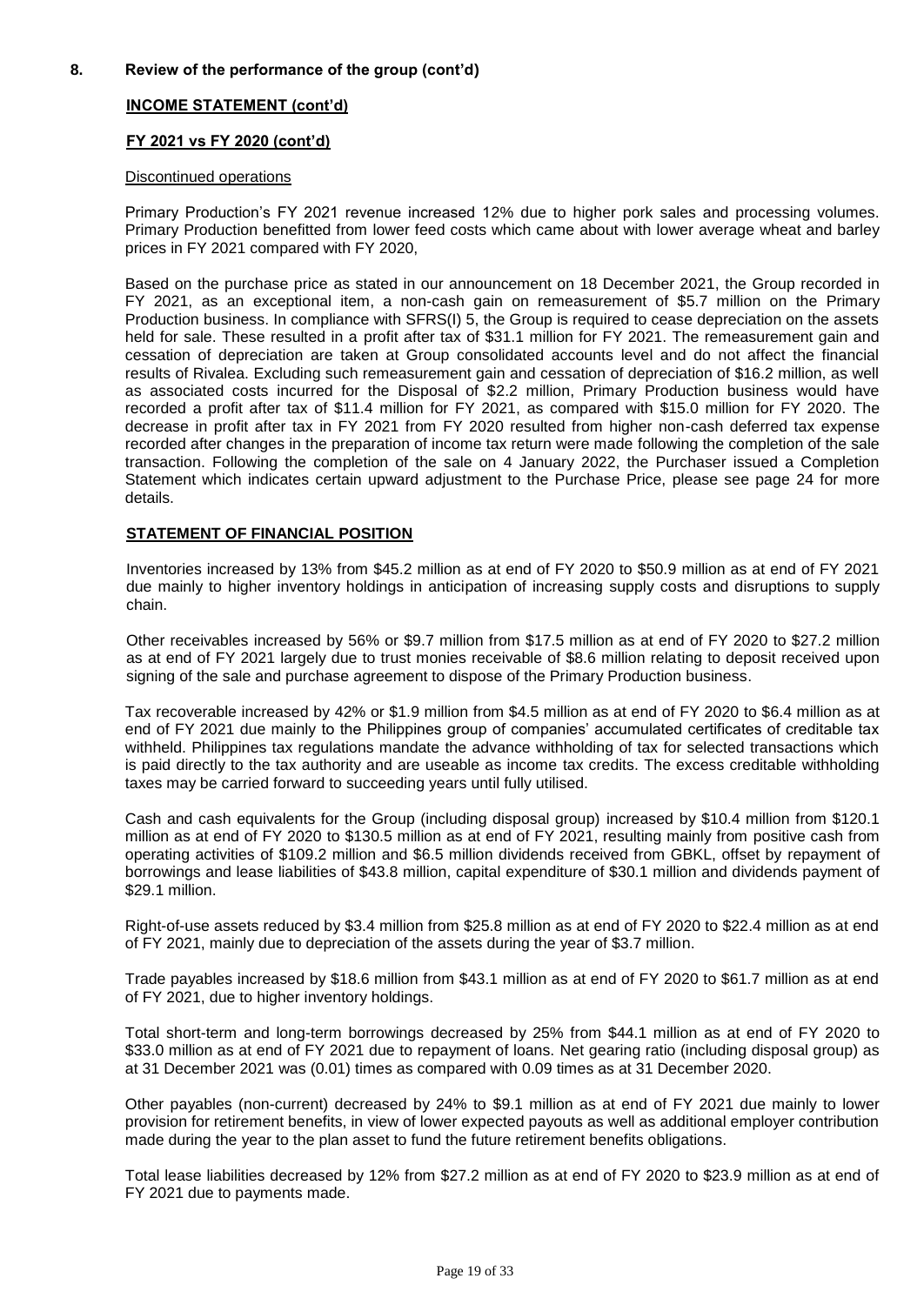## 8. Review of the performance of the group (cont'd)

### INCOME STATEMENT (cont'd)

### FY 2021 vs FY 2020 (cont'd)

Discontinued operations

Primary Production's FY 2021 revenue increased 12% due to higher pork sales and processing volumes. Primary Production benefitted from lower feed costs which came about with lower average wheat and barley prices in FY 2021 compared with FY 2020,

Based on the purchase price as stated in our announcement on 18 December 2021, the Group recorded in FY 2021, as an exceptional item, a non-cash gain on remeasurement of $5.7 million on the Primary Production business. In compliance with SFRS(I) 5, the Group is required to cease depreciation on the assets held for sale. These resulted in a profit after tax of $31.1 million for FY 2021. The remeasurement gain and cessation of depreciation are taken at Group consolidated accounts level and do not affect the financial results of Rivalea. Excluding such remeasurement gain and cessation of depreciation of $16.2 million, as well as associated costs incurred for the Disposal of $2.2 million, Primary Production business would have recorded a profit after tax of $11.4 million for FY 2021, as compared with $15.0 million for FY 2020. The decrease in profit after tax in FY 2021 from FY 2020 resulted from higher non-cash deferred tax expense recorded after changes in the preparation of income tax return were made following the completion of the sale transaction. Following the completion of the sale on 4 January 2022, the Purchaser issued a Completion Statement which indicates certain upward adjustment to the Purchase Price, please see page 24 for more details.

### STATEMENT OF FINANCIAL POSITION

Inventories increased by 13% from $45.2 million as at end of FY 2020 to $50.9 million as at end of FY 2021 due mainly to higher inventory holdings in anticipation of increasing supply costs and disruptions to supply chain.

Other receivables increased by 56% or $9.7 million from $17.5 million as at end of FY 2020 to $27.2 million as at end of FY 2021 largely due to trust monies receivable of $8.6 million relating to deposit received upon signing of the sale and purchase agreement to dispose of the Primary Production business.

Tax recoverable increased by 42% or $1.9 million from $4.5 million as at end of FY 2020 to $6.4 million as at end of FY 2021 due mainly to the Philippines group of companies' accumulated certificates of creditable tax withheld. Philippines tax regulations mandate the advance withholding of tax for selected transactions which is paid directly to the tax authority and are useable as income tax credits. The excess creditable withholding taxes may be carried forward to succeeding years until fully utilised.

Cash and cash equivalents for the Group (including disposal group) increased by $10.4 million from $120.1 million as at end of FY 2020 to $130.5 million as at end of FY 2021, resulting mainly from positive cash from operating activities of $109.2 million and $6.5 million dividends received from GBKL, offset by repayment of borrowings and lease liabilities of $43.8 million, capital expenditure of $30.1 million and dividends payment of $29.1 million.

Right-of-use assets reduced by $3.4 million from $25.8 million as at end of FY 2020 to $22.4 million as at end of FY 2021, mainly due to depreciation of the assets during the year of $3.7 million.

Trade payables increased by $18.6 million from $43.1 million as at end of FY 2020 to $61.7 million as at end of FY 2021, due to higher inventory holdings.

Total short-term and long-term borrowings decreased by 25% from $44.1 million as at end of FY 2020 to $33.0 million as at end of FY 2021 due to repayment of loans. Net gearing ratio (including disposal group) as at 31 December 2021 was (0.01) times as compared with 0.09 times as at 31 December 2020.

Other payables (non-current) decreased by 24% to $9.1 million as at end of FY 2021 due mainly to lower provision for retirement benefits, in view of lower expected payouts as well as additional employer contribution made during the year to the plan asset to fund the future retirement benefits obligations.

Total lease liabilities decreased by 12% from $27.2 million as at end of FY 2020 to $23.9 million as at end of FY 2021 due to payments made.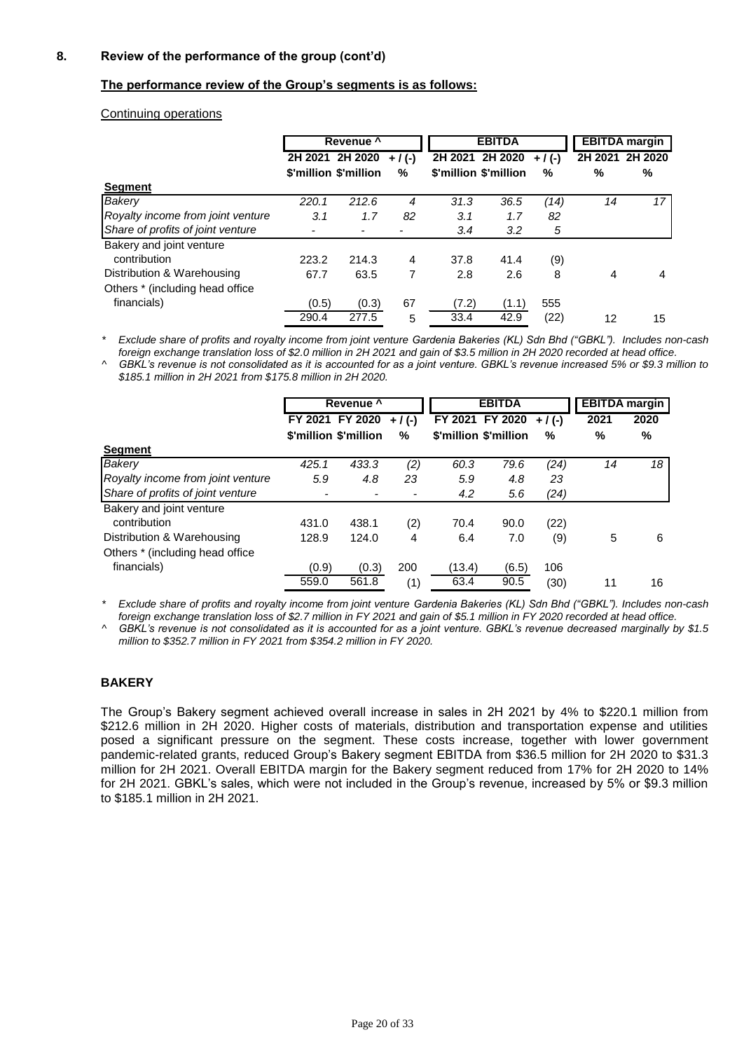## 8. Review of the performance of the group (cont'd)

**The performance review of the Group's segments is as follows:**

Continuing operations

| | Revenue ^ | | | EBITDA | | | EBITDA margin | |
|---|---|---|---|---|---|---|---|---|
| | 2H 2021 | 2H 2020 | + / (-) | 2H 2021 | 2H 2020 | + / (-) | 2H 2021 | 2H 2020 |
| | $'million | $'million | % | $'million | $'million | % | % | % |
| **Segment** | | | | | | | | |
| *Bakery* | *220.1* | *212.6* | *4* | *31.3* | *36.5* | *(14)* | *14* | *17* |
| *Royalty income from joint venture* | *3.1* | *1.7* | *82* | *3.1* | *1.7* | *82* | | |
| *Share of profits of joint venture* | - | - | - | *3.4* | *3.2* | *5* | | |
| Bakery and joint venture contribution | 223.2 | 214.3 | 4 | 37.8 | 41.4 | (9) | | |
| Distribution & Warehousing | 67.7 | 63.5 | 7 | 2.8 | 2.6 | 8 | 4 | 4 |
| Others * (including head office financials) | (0.5) | (0.3) | 67 | (7.2) | (1.1) | 555 | | |
| | 290.4 | 277.5 | 5 | 33.4 | 42.9 | (22) | 12 | 15 |

\* *Exclude share of profits and royalty income from joint venture Gardenia Bakeries (KL) Sdn Bhd ("GBKL"). Includes non-cash foreign exchange translation loss of $2.0 million in 2H 2021 and gain of $3.5 million in 2H 2020 recorded at head office.*

^ *GBKL's revenue is not consolidated as it is accounted for as a joint venture. GBKL's revenue increased 5% or $9.3 million to $185.1 million in 2H 2021 from $175.8 million in 2H 2020.*

| | Revenue ^ | | | EBITDA | | | EBITDA margin | |
|---|---|---|---|---|---|---|---|---|
| | FY 2021 | FY 2020 | + / (-) | FY 2021 | FY 2020 | + / (-) | 2021 | 2020 |
| | $'million | $'million | % | $'million | $'million | % | % | % |
| **Segment** | | | | | | | | |
| *Bakery* | *425.1* | *433.3* | *(2)* | *60.3* | *79.6* | *(24)* | *14* | *18* |
| *Royalty income from joint venture* | *5.9* | *4.8* | *23* | *5.9* | *4.8* | *23* | | |
| *Share of profits of joint venture* | - | - | - | *4.2* | *5.6* | *(24)* | | |
| Bakery and joint venture contribution | 431.0 | 438.1 | (2) | 70.4 | 90.0 | (22) | | |
| Distribution & Warehousing | 128.9 | 124.0 | 4 | 6.4 | 7.0 | (9) | 5 | 6 |
| Others * (including head office financials) | (0.9) | (0.3) | 200 | (13.4) | (6.5) | 106 | | |
| | 559.0 | 561.8 | (1) | 63.4 | 90.5 | (30) | 11 | 16 |

\* *Exclude share of profits and royalty income from joint venture Gardenia Bakeries (KL) Sdn Bhd ("GBKL"). Includes non-cash foreign exchange translation loss of $2.7 million in FY 2021 and gain of $5.1 million in FY 2020 recorded at head office.*

^ *GBKL's revenue is not consolidated as it is accounted for as a joint venture. GBKL's revenue decreased marginally by $1.5 million to $352.7 million in FY 2021 from $354.2 million in FY 2020.*

### BAKERY

The Group's Bakery segment achieved overall increase in sales in 2H 2021 by 4% to $220.1 million from $212.6 million in 2H 2020. Higher costs of materials, distribution and transportation expense and utilities posed a significant pressure on the segment. These costs increase, together with lower government pandemic-related grants, reduced Group's Bakery segment EBITDA from $36.5 million for 2H 2020 to $31.3 million for 2H 2021. Overall EBITDA margin for the Bakery segment reduced from 17% for 2H 2020 to 14% for 2H 2021. GBKL's sales, which were not included in the Group's revenue, increased by 5% or $9.3 million to $185.1 million in 2H 2021.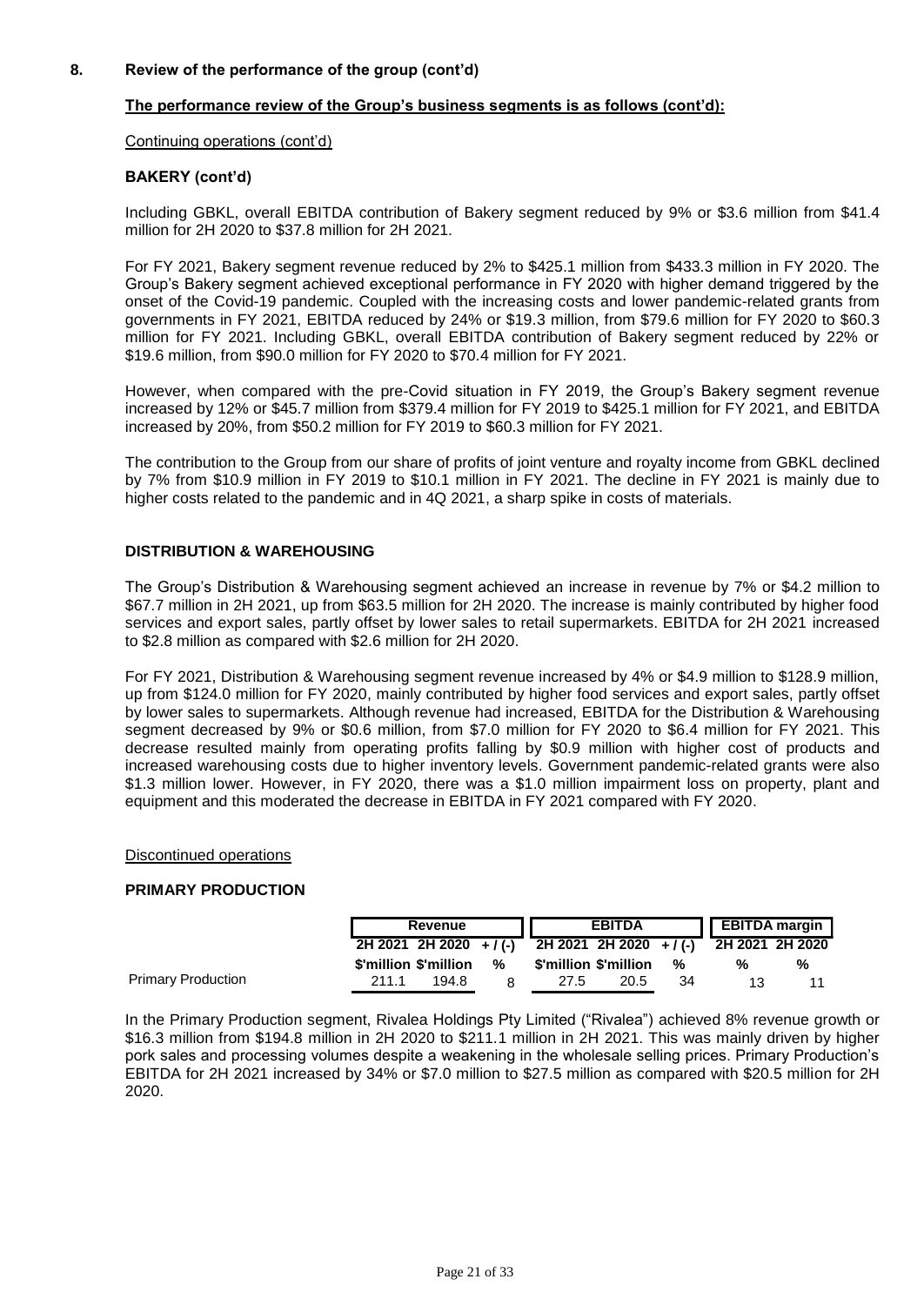## 8. Review of the performance of the group (cont'd)

**The performance review of the Group's business segments is as follows (cont'd):**

Continuing operations (cont'd)

### BAKERY (cont'd)

Including GBKL, overall EBITDA contribution of Bakery segment reduced by 9% or $3.6 million from $41.4 million for 2H 2020 to $37.8 million for 2H 2021.

For FY 2021, Bakery segment revenue reduced by 2% to $425.1 million from $433.3 million in FY 2020. The Group's Bakery segment achieved exceptional performance in FY 2020 with higher demand triggered by the onset of the Covid-19 pandemic. Coupled with the increasing costs and lower pandemic-related grants from governments in FY 2021, EBITDA reduced by 24% or $19.3 million, from $79.6 million for FY 2020 to $60.3 million for FY 2021. Including GBKL, overall EBITDA contribution of Bakery segment reduced by 22% or $19.6 million, from $90.0 million for FY 2020 to $70.4 million for FY 2021.

However, when compared with the pre-Covid situation in FY 2019, the Group's Bakery segment revenue increased by 12% or $45.7 million from $379.4 million for FY 2019 to $425.1 million for FY 2021, and EBITDA increased by 20%, from $50.2 million for FY 2019 to $60.3 million for FY 2021.

The contribution to the Group from our share of profits of joint venture and royalty income from GBKL declined by 7% from $10.9 million in FY 2019 to $10.1 million in FY 2021. The decline in FY 2021 is mainly due to higher costs related to the pandemic and in 4Q 2021, a sharp spike in costs of materials.

### DISTRIBUTION & WAREHOUSING

The Group's Distribution & Warehousing segment achieved an increase in revenue by 7% or $4.2 million to $67.7 million in 2H 2021, up from $63.5 million for 2H 2020. The increase is mainly contributed by higher food services and export sales, partly offset by lower sales to retail supermarkets. EBITDA for 2H 2021 increased to $2.8 million as compared with $2.6 million for 2H 2020.

For FY 2021, Distribution & Warehousing segment revenue increased by 4% or $4.9 million to $128.9 million, up from $124.0 million for FY 2020, mainly contributed by higher food services and export sales, partly offset by lower sales to supermarkets. Although revenue had increased, EBITDA for the Distribution & Warehousing segment decreased by 9% or $0.6 million, from $7.0 million for FY 2020 to $6.4 million for FY 2021. This decrease resulted mainly from operating profits falling by $0.9 million with higher cost of products and increased warehousing costs due to higher inventory levels. Government pandemic-related grants were also $1.3 million lower. However, in FY 2020, there was a $1.0 million impairment loss on property, plant and equipment and this moderated the decrease in EBITDA in FY 2021 compared with FY 2020.

Discontinued operations

### PRIMARY PRODUCTION

| | Revenue | | | EBITDA | | | EBITDA margin | |
|---|---|---|---|---|---|---|---|---|
| | 2H 2021 | 2H 2020 | + / (-) | 2H 2021 | 2H 2020 | + / (-) | 2H 2021 | 2H 2020 |
| | $'million | $'million | % | $'million | $'million | % | % | % |
| Primary Production | 211.1 | 194.8 | 8 | 27.5 | 20.5 | 34 | 13 | 11 |

In the Primary Production segment, Rivalea Holdings Pty Limited ("Rivalea") achieved 8% revenue growth or $16.3 million from $194.8 million in 2H 2020 to $211.1 million in 2H 2021. This was mainly driven by higher pork sales and processing volumes despite a weakening in the wholesale selling prices. Primary Production's EBITDA for 2H 2021 increased by 34% or $7.0 million to $27.5 million as compared with $20.5 million for 2H 2020.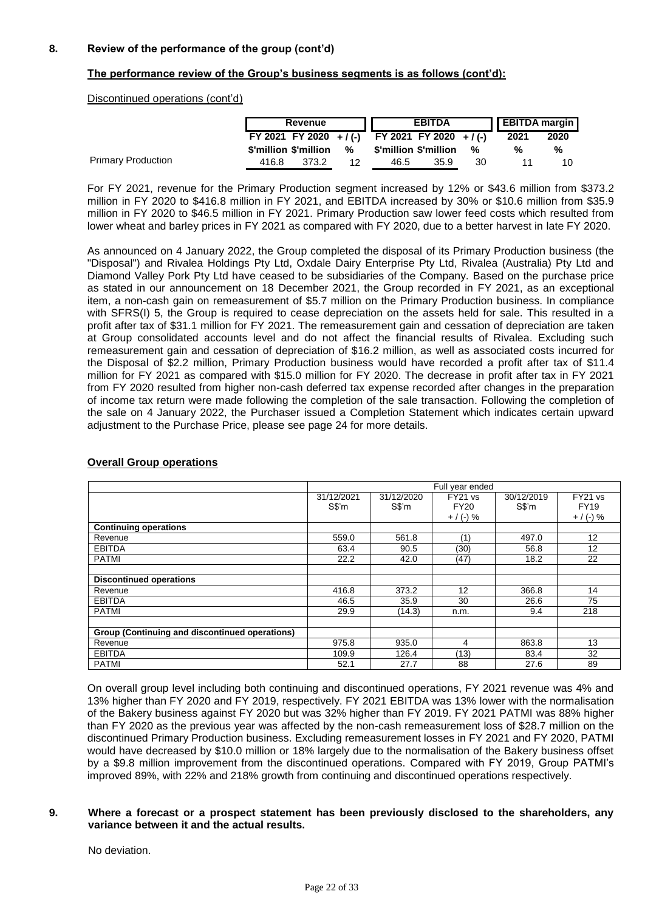## 8. Review of the performance of the group (cont'd)

**The performance review of the Group's business segments is as follows (cont'd):**

Discontinued operations (cont'd)

| | Revenue | | | EBITDA | | | EBITDA margin | |
|---|---|---|---|---|---|---|---|---|
| | FY 2021 | FY 2020 | + / (-) | FY 2021 | FY 2020 | + / (-) | 2021 | 2020 |
| | $'million | $'million | % | $'million | $'million | % | % | % |
| Primary Production | 416.8 | 373.2 | 12 | 46.5 | 35.9 | 30 | 11 | 10 |

For FY 2021, revenue for the Primary Production segment increased by 12% or $43.6 million from $373.2 million in FY 2020 to $416.8 million in FY 2021, and EBITDA increased by 30% or $10.6 million from $35.9 million in FY 2020 to $46.5 million in FY 2021. Primary Production saw lower feed costs which resulted from lower wheat and barley prices in FY 2021 as compared with FY 2020, due to a better harvest in late FY 2020.

As announced on 4 January 2022, the Group completed the disposal of its Primary Production business (the "Disposal") and Rivalea Holdings Pty Ltd, Oxdale Dairy Enterprise Pty Ltd, Rivalea (Australia) Pty Ltd and Diamond Valley Pork Pty Ltd have ceased to be subsidiaries of the Company. Based on the purchase price as stated in our announcement on 18 December 2021, the Group recorded in FY 2021, as an exceptional item, a non-cash gain on remeasurement of $5.7 million on the Primary Production business. In compliance with SFRS(I) 5, the Group is required to cease depreciation on the assets held for sale. This resulted in a profit after tax of $31.1 million for FY 2021. The remeasurement gain and cessation of depreciation are taken at Group consolidated accounts level and do not affect the financial results of Rivalea. Excluding such remeasurement gain and cessation of depreciation of $16.2 million, as well as associated costs incurred for the Disposal of $2.2 million, Primary Production business would have recorded a profit after tax of $11.4 million for FY 2021 as compared with $15.0 million for FY 2020. The decrease in profit after tax in FY 2021 from FY 2020 resulted from higher non-cash deferred tax expense recorded after changes in the preparation of income tax return were made following the completion of the sale transaction. Following the completion of the sale on 4 January 2022, the Purchaser issued a Completion Statement which indicates certain upward adjustment to the Purchase Price, please see page 24 for more details.

**Overall Group operations**

| | Full year ended | | | | |
|---|---|---|---|---|---|
| | 31/12/2021 S$'m | 31/12/2020 S$'m | FY21 vs FY20 + / (-) % | 30/12/2019 S$'m | FY21 vs FY19 + / (-) % |
| **Continuing operations** | | | | | |
| Revenue | 559.0 | 561.8 | (1) | 497.0 | 12 |
| EBITDA | 63.4 | 90.5 | (30) | 56.8 | 12 |
| PATMI | 22.2 | 42.0 | (47) | 18.2 | 22 |
| | | | | | |
| **Discontinued operations** | | | | | |
| Revenue | 416.8 | 373.2 | 12 | 366.8 | 14 |
| EBITDA | 46.5 | 35.9 | 30 | 26.6 | 75 |
| PATMI | 29.9 | (14.3) | n.m. | 9.4 | 218 |
| | | | | | |
| **Group (Continuing and discontinued operations)** | | | | | |
| Revenue | 975.8 | 935.0 | 4 | 863.8 | 13 |
| EBITDA | 109.9 | 126.4 | (13) | 83.4 | 32 |
| PATMI | 52.1 | 27.7 | 88 | 27.6 | 89 |

On overall group level including both continuing and discontinued operations, FY 2021 revenue was 4% and 13% higher than FY 2020 and FY 2019, respectively. FY 2021 EBITDA was 13% lower with the normalisation of the Bakery business against FY 2020 but was 32% higher than FY 2019. FY 2021 PATMI was 88% higher than FY 2020 as the previous year was affected by the non-cash remeasurement loss of $28.7 million on the discontinued Primary Production business. Excluding remeasurement losses in FY 2021 and FY 2020, PATMI would have decreased by $10.0 million or 18% largely due to the normalisation of the Bakery business offset by a $9.8 million improvement from the discontinued operations. Compared with FY 2019, Group PATMI's improved 89%, with 22% and 218% growth from continuing and discontinued operations respectively.

## 9. Where a forecast or a prospect statement has been previously disclosed to the shareholders, any variance between it and the actual results.

No deviation.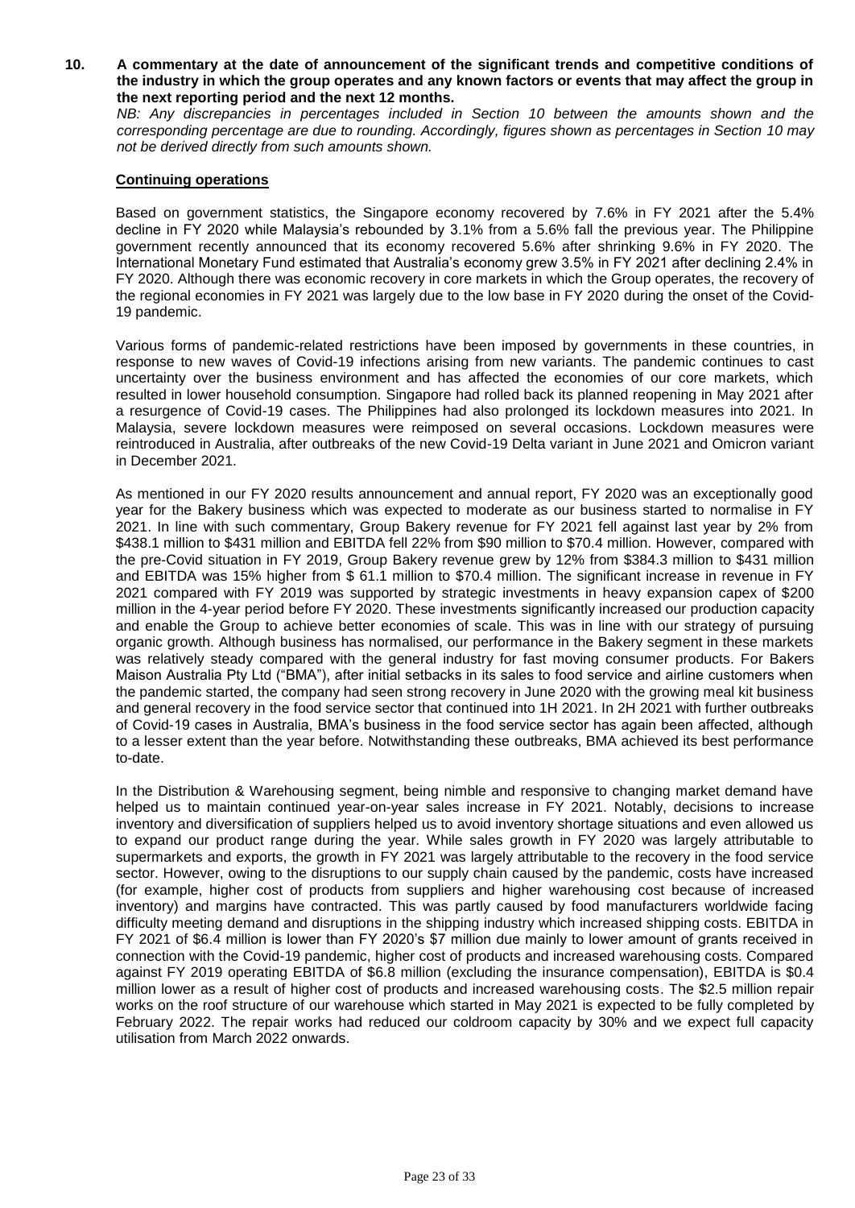**10. A commentary at the date of announcement of the significant trends and competitive conditions of the industry in which the group operates and any known factors or events that may affect the group in the next reporting period and the next 12 months.**

*NB: Any discrepancies in percentages included in Section 10 between the amounts shown and the corresponding percentage are due to rounding. Accordingly, figures shown as percentages in Section 10 may not be derived directly from such amounts shown.*

**Continuing operations**

Based on government statistics, the Singapore economy recovered by 7.6% in FY 2021 after the 5.4% decline in FY 2020 while Malaysia's rebounded by 3.1% from a 5.6% fall the previous year. The Philippine government recently announced that its economy recovered 5.6% after shrinking 9.6% in FY 2020. The International Monetary Fund estimated that Australia's economy grew 3.5% in FY 2021 after declining 2.4% in FY 2020. Although there was economic recovery in core markets in which the Group operates, the recovery of the regional economies in FY 2021 was largely due to the low base in FY 2020 during the onset of the Covid-19 pandemic.

Various forms of pandemic-related restrictions have been imposed by governments in these countries, in response to new waves of Covid-19 infections arising from new variants. The pandemic continues to cast uncertainty over the business environment and has affected the economies of our core markets, which resulted in lower household consumption. Singapore had rolled back its planned reopening in May 2021 after a resurgence of Covid-19 cases. The Philippines had also prolonged its lockdown measures into 2021. In Malaysia, severe lockdown measures were reimposed on several occasions. Lockdown measures were reintroduced in Australia, after outbreaks of the new Covid-19 Delta variant in June 2021 and Omicron variant in December 2021.

As mentioned in our FY 2020 results announcement and annual report, FY 2020 was an exceptionally good year for the Bakery business which was expected to moderate as our business started to normalise in FY 2021. In line with such commentary, Group Bakery revenue for FY 2021 fell against last year by 2% from $438.1 million to $431 million and EBITDA fell 22% from $90 million to $70.4 million. However, compared with the pre-Covid situation in FY 2019, Group Bakery revenue grew by 12% from $384.3 million to $431 million and EBITDA was 15% higher from $ 61.1 million to $70.4 million. The significant increase in revenue in FY 2021 compared with FY 2019 was supported by strategic investments in heavy expansion capex of $200 million in the 4-year period before FY 2020. These investments significantly increased our production capacity and enable the Group to achieve better economies of scale. This was in line with our strategy of pursuing organic growth. Although business has normalised, our performance in the Bakery segment in these markets was relatively steady compared with the general industry for fast moving consumer products. For Bakers Maison Australia Pty Ltd ("BMA"), after initial setbacks in its sales to food service and airline customers when the pandemic started, the company had seen strong recovery in June 2020 with the growing meal kit business and general recovery in the food service sector that continued into 1H 2021. In 2H 2021 with further outbreaks of Covid-19 cases in Australia, BMA's business in the food service sector has again been affected, although to a lesser extent than the year before. Notwithstanding these outbreaks, BMA achieved its best performance to-date.

In the Distribution & Warehousing segment, being nimble and responsive to changing market demand have helped us to maintain continued year-on-year sales increase in FY 2021. Notably, decisions to increase inventory and diversification of suppliers helped us to avoid inventory shortage situations and even allowed us to expand our product range during the year. While sales growth in FY 2020 was largely attributable to supermarkets and exports, the growth in FY 2021 was largely attributable to the recovery in the food service sector. However, owing to the disruptions to our supply chain caused by the pandemic, costs have increased (for example, higher cost of products from suppliers and higher warehousing cost because of increased inventory) and margins have contracted. This was partly caused by food manufacturers worldwide facing difficulty meeting demand and disruptions in the shipping industry which increased shipping costs. EBITDA in FY 2021 of $6.4 million is lower than FY 2020's $7 million due mainly to lower amount of grants received in connection with the Covid-19 pandemic, higher cost of products and increased warehousing costs. Compared against FY 2019 operating EBITDA of $6.8 million (excluding the insurance compensation), EBITDA is $0.4 million lower as a result of higher cost of products and increased warehousing costs. The $2.5 million repair works on the roof structure of our warehouse which started in May 2021 is expected to be fully completed by February 2022. The repair works had reduced our coldroom capacity by 30% and we expect full capacity utilisation from March 2022 onwards.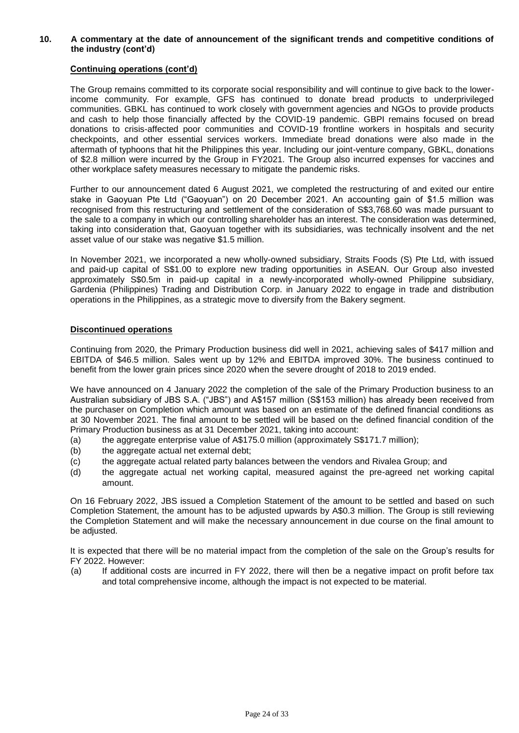## 10. A commentary at the date of announcement of the significant trends and competitive conditions of the industry (cont'd)

**Continuing operations (cont'd)**

The Group remains committed to its corporate social responsibility and will continue to give back to the lower-income community. For example, GFS has continued to donate bread products to underprivileged communities. GBKL has continued to work closely with government agencies and NGOs to provide products and cash to help those financially affected by the COVID-19 pandemic. GBPI remains focused on bread donations to crisis-affected poor communities and COVID-19 frontline workers in hospitals and security checkpoints, and other essential services workers. Immediate bread donations were also made in the aftermath of typhoons that hit the Philippines this year. Including our joint-venture company, GBKL, donations of $2.8 million were incurred by the Group in FY2021. The Group also incurred expenses for vaccines and other workplace safety measures necessary to mitigate the pandemic risks.

Further to our announcement dated 6 August 2021, we completed the restructuring of and exited our entire stake in Gaoyuan Pte Ltd ("Gaoyuan") on 20 December 2021. An accounting gain of $1.5 million was recognised from this restructuring and settlement of the consideration of S$3,768.60 was made pursuant to the sale to a company in which our controlling shareholder has an interest. The consideration was determined, taking into consideration that, Gaoyuan together with its subsidiaries, was technically insolvent and the net asset value of our stake was negative $1.5 million.

In November 2021, we incorporated a new wholly-owned subsidiary, Straits Foods (S) Pte Ltd, with issued and paid-up capital of S$1.00 to explore new trading opportunities in ASEAN. Our Group also invested approximately S$0.5m in paid-up capital in a newly-incorporated wholly-owned Philippine subsidiary, Gardenia (Philippines) Trading and Distribution Corp. in January 2022 to engage in trade and distribution operations in the Philippines, as a strategic move to diversify from the Bakery segment.

**Discontinued operations**

Continuing from 2020, the Primary Production business did well in 2021, achieving sales of $417 million and EBITDA of $46.5 million. Sales went up by 12% and EBITDA improved 30%. The business continued to benefit from the lower grain prices since 2020 when the severe drought of 2018 to 2019 ended.

We have announced on 4 January 2022 the completion of the sale of the Primary Production business to an Australian subsidiary of JBS S.A. ("JBS") and A$157 million (S$153 million) has already been received from the purchaser on Completion which amount was based on an estimate of the defined financial conditions as at 30 November 2021. The final amount to be settled will be based on the defined financial condition of the Primary Production business as at 31 December 2021, taking into account:

(a) the aggregate enterprise value of A$175.0 million (approximately S$171.7 million);
(b) the aggregate actual net external debt;
(c) the aggregate actual related party balances between the vendors and Rivalea Group; and
(d) the aggregate actual net working capital, measured against the pre-agreed net working capital amount.

On 16 February 2022, JBS issued a Completion Statement of the amount to be settled and based on such Completion Statement, the amount has to be adjusted upwards by A$0.3 million. The Group is still reviewing the Completion Statement and will make the necessary announcement in due course on the final amount to be adjusted.

It is expected that there will be no material impact from the completion of the sale on the Group's results for FY 2022. However:

(a) If additional costs are incurred in FY 2022, there will then be a negative impact on profit before tax and total comprehensive income, although the impact is not expected to be material.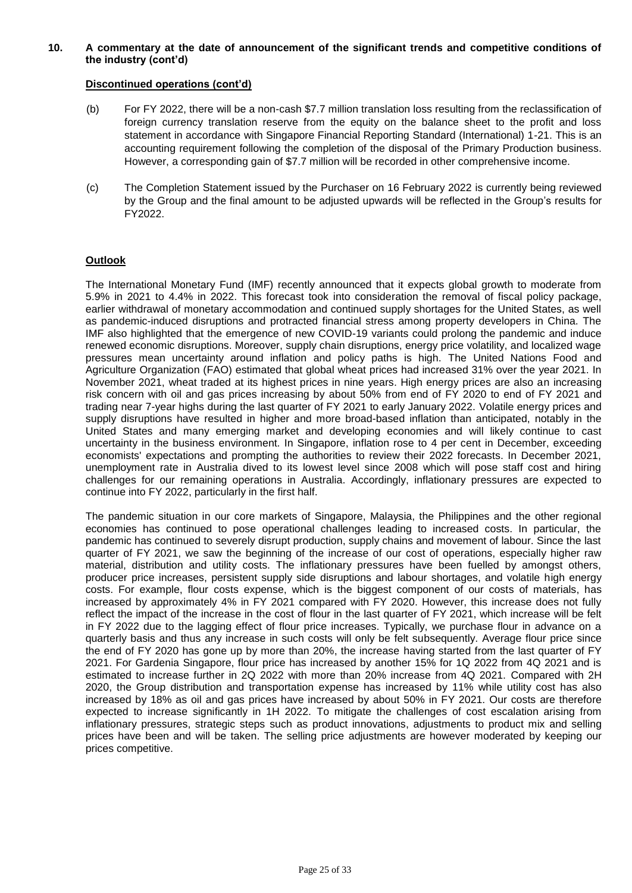**10. A commentary at the date of announcement of the significant trends and competitive conditions of the industry (cont'd)**

**Discontinued operations (cont'd)**

(b) For FY 2022, there will be a non-cash $7.7 million translation loss resulting from the reclassification of foreign currency translation reserve from the equity on the balance sheet to the profit and loss statement in accordance with Singapore Financial Reporting Standard (International) 1-21. This is an accounting requirement following the completion of the disposal of the Primary Production business. However, a corresponding gain of $7.7 million will be recorded in other comprehensive income.

(c) The Completion Statement issued by the Purchaser on 16 February 2022 is currently being reviewed by the Group and the final amount to be adjusted upwards will be reflected in the Group's results for FY2022.

**Outlook**

The International Monetary Fund (IMF) recently announced that it expects global growth to moderate from 5.9% in 2021 to 4.4% in 2022. This forecast took into consideration the removal of fiscal policy package, earlier withdrawal of monetary accommodation and continued supply shortages for the United States, as well as pandemic-induced disruptions and protracted financial stress among property developers in China. The IMF also highlighted that the emergence of new COVID-19 variants could prolong the pandemic and induce renewed economic disruptions. Moreover, supply chain disruptions, energy price volatility, and localized wage pressures mean uncertainty around inflation and policy paths is high. The United Nations Food and Agriculture Organization (FAO) estimated that global wheat prices had increased 31% over the year 2021. In November 2021, wheat traded at its highest prices in nine years. High energy prices are also an increasing risk concern with oil and gas prices increasing by about 50% from end of FY 2020 to end of FY 2021 and trading near 7-year highs during the last quarter of FY 2021 to early January 2022. Volatile energy prices and supply disruptions have resulted in higher and more broad-based inflation than anticipated, notably in the United States and many emerging market and developing economies and will likely continue to cast uncertainty in the business environment. In Singapore, inflation rose to 4 per cent in December, exceeding economists' expectations and prompting the authorities to review their 2022 forecasts. In December 2021, unemployment rate in Australia dived to its lowest level since 2008 which will pose staff cost and hiring challenges for our remaining operations in Australia. Accordingly, inflationary pressures are expected to continue into FY 2022, particularly in the first half.

The pandemic situation in our core markets of Singapore, Malaysia, the Philippines and the other regional economies has continued to pose operational challenges leading to increased costs. In particular, the pandemic has continued to severely disrupt production, supply chains and movement of labour. Since the last quarter of FY 2021, we saw the beginning of the increase of our cost of operations, especially higher raw material, distribution and utility costs. The inflationary pressures have been fuelled by amongst others, producer price increases, persistent supply side disruptions and labour shortages, and volatile high energy costs. For example, flour costs expense, which is the biggest component of our costs of materials, has increased by approximately 4% in FY 2021 compared with FY 2020. However, this increase does not fully reflect the impact of the increase in the cost of flour in the last quarter of FY 2021, which increase will be felt in FY 2022 due to the lagging effect of flour price increases. Typically, we purchase flour in advance on a quarterly basis and thus any increase in such costs will only be felt subsequently. Average flour price since the end of FY 2020 has gone up by more than 20%, the increase having started from the last quarter of FY 2021. For Gardenia Singapore, flour price has increased by another 15% for 1Q 2022 from 4Q 2021 and is estimated to increase further in 2Q 2022 with more than 20% increase from 4Q 2021. Compared with 2H 2020, the Group distribution and transportation expense has increased by 11% while utility cost has also increased by 18% as oil and gas prices have increased by about 50% in FY 2021. Our costs are therefore expected to increase significantly in 1H 2022. To mitigate the challenges of cost escalation arising from inflationary pressures, strategic steps such as product innovations, adjustments to product mix and selling prices have been and will be taken. The selling price adjustments are however moderated by keeping our prices competitive.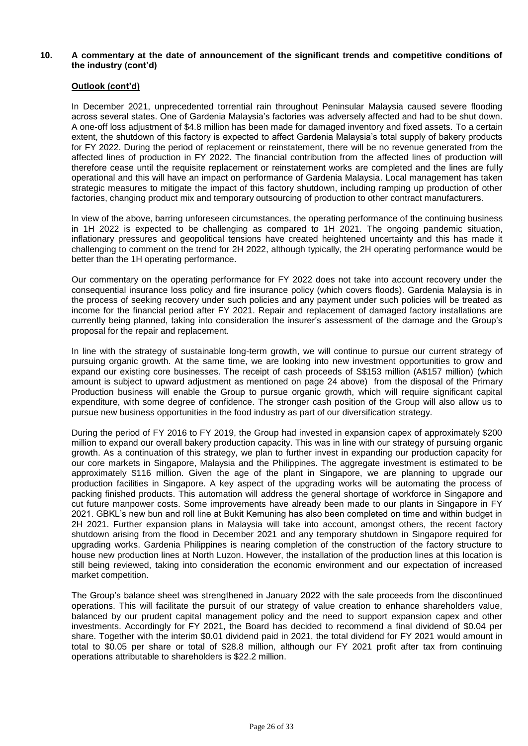## 10. A commentary at the date of announcement of the significant trends and competitive conditions of the industry (cont'd)

### Outlook (cont'd)

In December 2021, unprecedented torrential rain throughout Peninsular Malaysia caused severe flooding across several states. One of Gardenia Malaysia's factories was adversely affected and had to be shut down. A one-off loss adjustment of $4.8 million has been made for damaged inventory and fixed assets. To a certain extent, the shutdown of this factory is expected to affect Gardenia Malaysia's total supply of bakery products for FY 2022. During the period of replacement or reinstatement, there will be no revenue generated from the affected lines of production in FY 2022. The financial contribution from the affected lines of production will therefore cease until the requisite replacement or reinstatement works are completed and the lines are fully operational and this will have an impact on performance of Gardenia Malaysia. Local management has taken strategic measures to mitigate the impact of this factory shutdown, including ramping up production of other factories, changing product mix and temporary outsourcing of production to other contract manufacturers.

In view of the above, barring unforeseen circumstances, the operating performance of the continuing business in 1H 2022 is expected to be challenging as compared to 1H 2021. The ongoing pandemic situation, inflationary pressures and geopolitical tensions have created heightened uncertainty and this has made it challenging to comment on the trend for 2H 2022, although typically, the 2H operating performance would be better than the 1H operating performance.

Our commentary on the operating performance for FY 2022 does not take into account recovery under the consequential insurance loss policy and fire insurance policy (which covers floods). Gardenia Malaysia is in the process of seeking recovery under such policies and any payment under such policies will be treated as income for the financial period after FY 2021. Repair and replacement of damaged factory installations are currently being planned, taking into consideration the insurer's assessment of the damage and the Group's proposal for the repair and replacement.

In line with the strategy of sustainable long-term growth, we will continue to pursue our current strategy of pursuing organic growth. At the same time, we are looking into new investment opportunities to grow and expand our existing core businesses. The receipt of cash proceeds of S$153 million (A$157 million) (which amount is subject to upward adjustment as mentioned on page 24 above) from the disposal of the Primary Production business will enable the Group to pursue organic growth, which will require significant capital expenditure, with some degree of confidence. The stronger cash position of the Group will also allow us to pursue new business opportunities in the food industry as part of our diversification strategy.

During the period of FY 2016 to FY 2019, the Group had invested in expansion capex of approximately $200 million to expand our overall bakery production capacity. This was in line with our strategy of pursuing organic growth. As a continuation of this strategy, we plan to further invest in expanding our production capacity for our core markets in Singapore, Malaysia and the Philippines. The aggregate investment is estimated to be approximately $116 million. Given the age of the plant in Singapore, we are planning to upgrade our production facilities in Singapore. A key aspect of the upgrading works will be automating the process of packing finished products. This automation will address the general shortage of workforce in Singapore and cut future manpower costs. Some improvements have already been made to our plants in Singapore in FY 2021. GBKL's new bun and roll line at Bukit Kemuning has also been completed on time and within budget in 2H 2021. Further expansion plans in Malaysia will take into account, amongst others, the recent factory shutdown arising from the flood in December 2021 and any temporary shutdown in Singapore required for upgrading works. Gardenia Philippines is nearing completion of the construction of the factory structure to house new production lines at North Luzon. However, the installation of the production lines at this location is still being reviewed, taking into consideration the economic environment and our expectation of increased market competition.

The Group's balance sheet was strengthened in January 2022 with the sale proceeds from the discontinued operations. This will facilitate the pursuit of our strategy of value creation to enhance shareholders value, balanced by our prudent capital management policy and the need to support expansion capex and other investments. Accordingly for FY 2021, the Board has decided to recommend a final dividend of $0.04 per share. Together with the interim $0.01 dividend paid in 2021, the total dividend for FY 2021 would amount in total to $0.05 per share or total of $28.8 million, although our FY 2021 profit after tax from continuing operations attributable to shareholders is $22.2 million.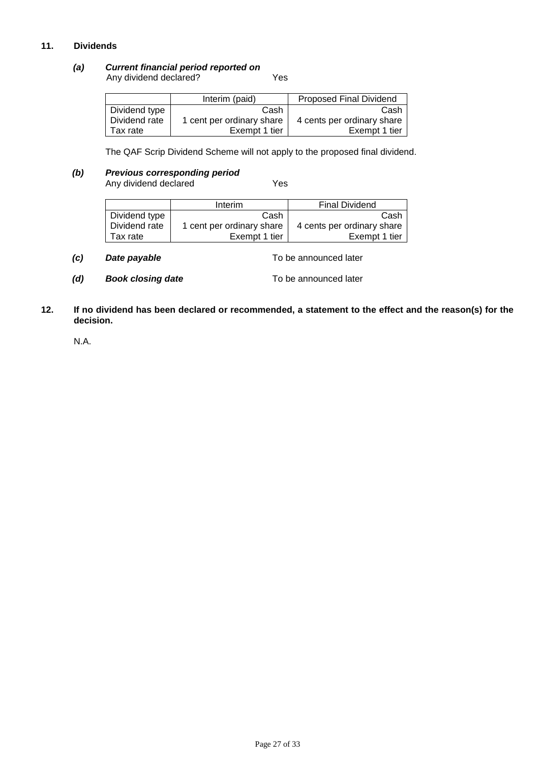## 11. Dividends

### (a) *Current financial period reported on*

Any dividend declared? Yes

| | Interim (paid) | Proposed Final Dividend |
|---|---|---|
| Dividend type | Cash | Cash |
| Dividend rate | 1 cent per ordinary share | 4 cents per ordinary share |
| Tax rate | Exempt 1 tier | Exempt 1 tier |

The QAF Scrip Dividend Scheme will not apply to the proposed final dividend.

### (b) *Previous corresponding period*

Any dividend declared Yes

| | Interim | Final Dividend |
|---|---|---|
| Dividend type | Cash | Cash |
| Dividend rate | 1 cent per ordinary share | 4 cents per ordinary share |
| Tax rate | Exempt 1 tier | Exempt 1 tier |

**(c)** ***Date payable*** To be announced later

**(d)** ***Book closing date*** To be announced later

## 12. If no dividend has been declared or recommended, a statement to the effect and the reason(s) for the decision.

N.A.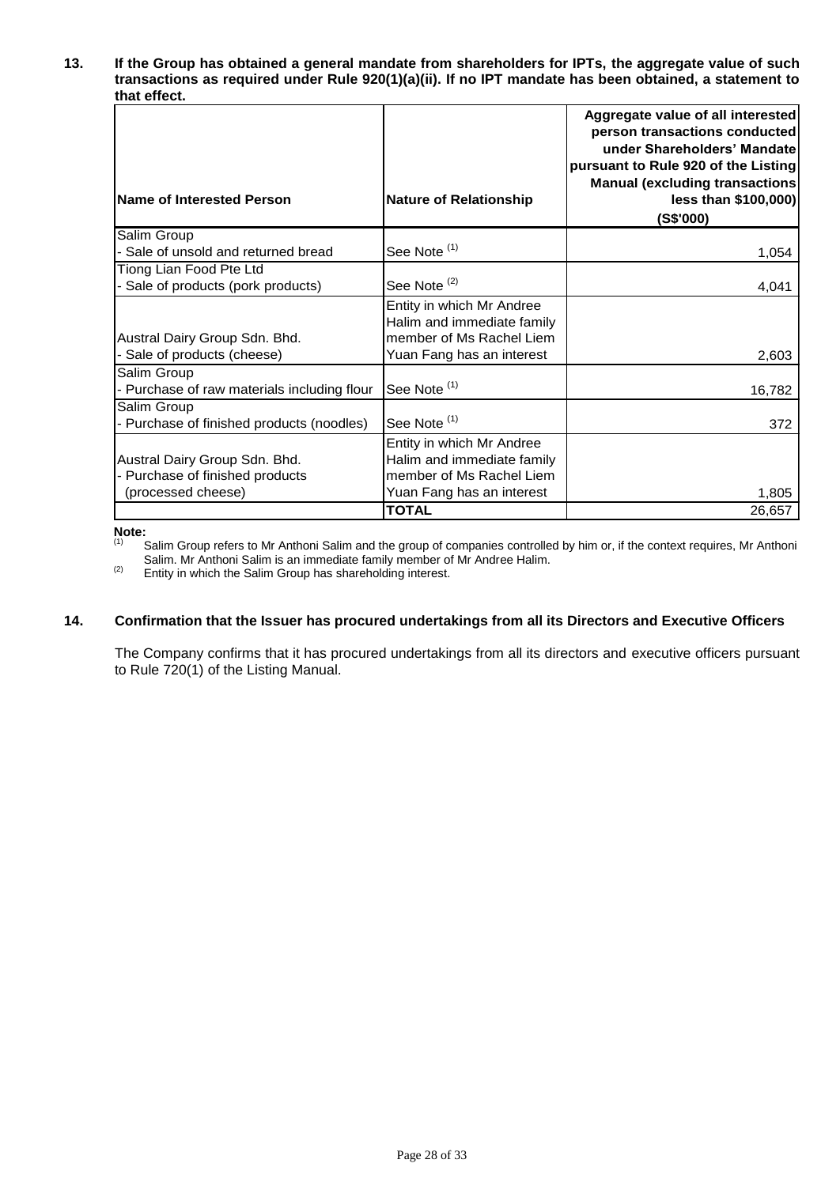**13. If the Group has obtained a general mandate from shareholders for IPTs, the aggregate value of such transactions as required under Rule 920(1)(a)(ii). If no IPT mandate has been obtained, a statement to that effect.**

| Name of Interested Person | Nature of Relationship | Aggregate value of all interested person transactions conducted under Shareholders' Mandate pursuant to Rule 920 of the Listing Manual (excluding transactions less than $100,000) (S$'000) |
|---|---|---|
| Salim Group<br>- Sale of unsold and returned bread | See Note [(1)] | 1,054 |
| Tiong Lian Food Pte Ltd<br>- Sale of products (pork products) | See Note [(2)] | 4,041 |
| Austral Dairy Group Sdn. Bhd.<br>- Sale of products (cheese) | Entity in which Mr Andree Halim and immediate family member of Ms Rachel Liem Yuan Fang has an interest | 2,603 |
| Salim Group<br>- Purchase of raw materials including flour | See Note [(1)] | 16,782 |
| Salim Group<br>- Purchase of finished products (noodles) | See Note [(1)] | 372 |
| Austral Dairy Group Sdn. Bhd.<br>- Purchase of finished products (processed cheese) | Entity in which Mr Andree Halim and immediate family member of Ms Rachel Liem Yuan Fang has an interest | 1,805 |
| | **TOTAL** | 26,657 |

**Note:**

(1) Salim Group refers to Mr Anthoni Salim and the group of companies controlled by him or, if the context requires, Mr Anthoni Salim. Mr Anthoni Salim is an immediate family member of Mr Andree Halim.

(2) Entity in which the Salim Group has shareholding interest.

**14. Confirmation that the Issuer has procured undertakings from all its Directors and Executive Officers**

The Company confirms that it has procured undertakings from all its directors and executive officers pursuant to Rule 720(1) of the Listing Manual.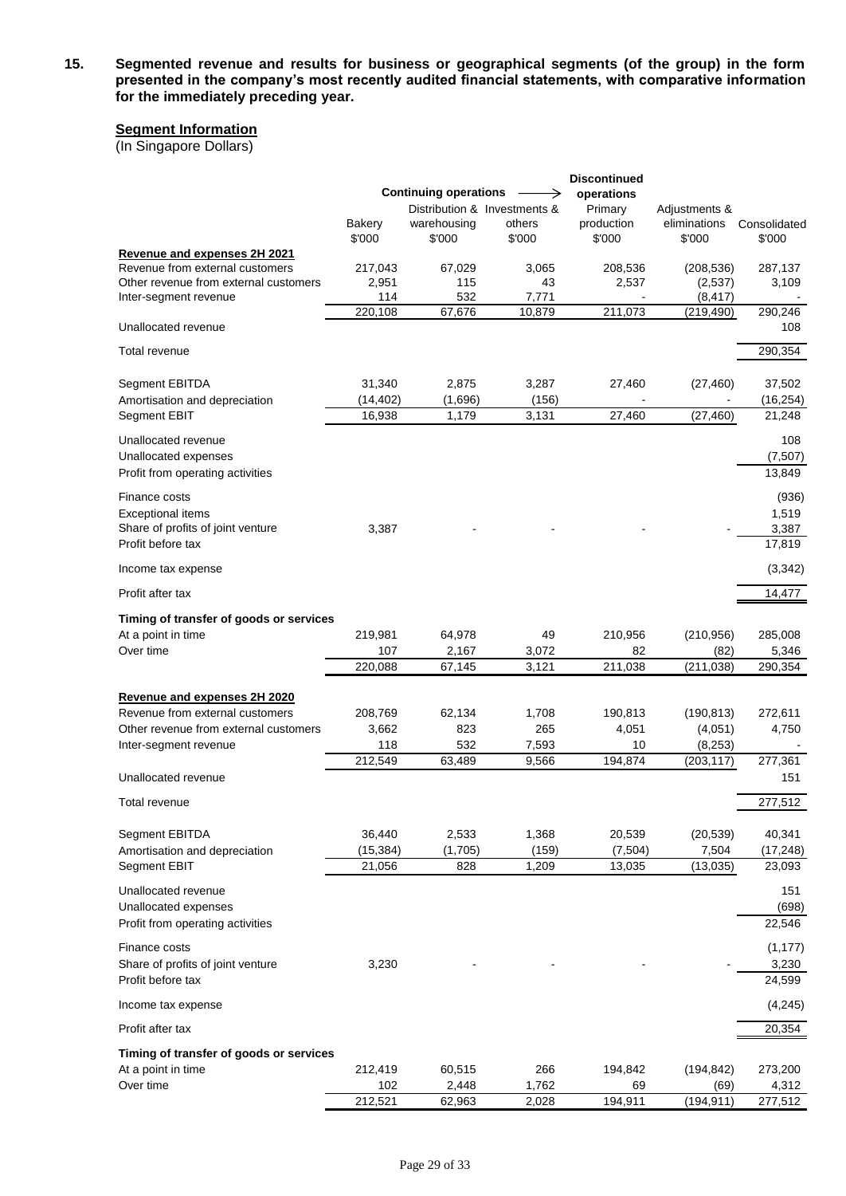**15. Segmented revenue and results for business or geographical segments (of the group) in the form presented in the company's most recently audited financial statements, with comparative information for the immediately preceding year.**

**Segment Information**

(In Singapore Dollars)

| | Continuing operations | | | Discontinued operations | | |
|---|---|---|---|---|---|---|
| | Bakery | Distribution & warehousing | Investments & others | Primary production | Adjustments & eliminations | Consolidated |
| | $'000 | $'000 | $'000 | $'000 | $'000 | $'000 |
| **Revenue and expenses 2H 2021** | | | | | | |
| Revenue from external customers | 217,043 | 67,029 | 3,065 | 208,536 | (208,536) | 287,137 |
| Other revenue from external customers | 2,951 | 115 | 43 | 2,537 | (2,537) | 3,109 |
| Inter-segment revenue | 114 | 532 | 7,771 | - | (8,417) | - |
| | 220,108 | 67,676 | 10,879 | 211,073 | (219,490) | 290,246 |
| Unallocated revenue | | | | | | 108 |
| Total revenue | | | | | | 290,354 |
| | | | | | | |
| Segment EBITDA | 31,340 | 2,875 | 3,287 | 27,460 | (27,460) | 37,502 |
| Amortisation and depreciation | (14,402) | (1,696) | (156) | - | - | (16,254) |
| Segment EBIT | 16,938 | 1,179 | 3,131 | 27,460 | (27,460) | 21,248 |
| | | | | | | |
| Unallocated revenue | | | | | | 108 |
| Unallocated expenses | | | | | | (7,507) |
| Profit from operating activities | | | | | | 13,849 |
| | | | | | | |
| Finance costs | | | | | | (936) |
| Exceptional items | | | | | | 1,519 |
| Share of profits of joint venture | 3,387 | - | - | - | - | 3,387 |
| Profit before tax | | | | | | 17,819 |
| | | | | | | |
| Income tax expense | | | | | | (3,342) |
| | | | | | | |
| Profit after tax | | | | | | 14,477 |
| | | | | | | |
| **Timing of transfer of goods or services** | | | | | | |
| At a point in time | 219,981 | 64,978 | 49 | 210,956 | (210,956) | 285,008 |
| Over time | 107 | 2,167 | 3,072 | 82 | (82) | 5,346 |
| | 220,088 | 67,145 | 3,121 | 211,038 | (211,038) | 290,354 |
| | | | | | | |
| **Revenue and expenses 2H 2020** | | | | | | |
| Revenue from external customers | 208,769 | 62,134 | 1,708 | 190,813 | (190,813) | 272,611 |
| Other revenue from external customers | 3,662 | 823 | 265 | 4,051 | (4,051) | 4,750 |
| Inter-segment revenue | 118 | 532 | 7,593 | 10 | (8,253) | - |
| | 212,549 | 63,489 | 9,566 | 194,874 | (203,117) | 277,361 |
| Unallocated revenue | | | | | | 151 |
| Total revenue | | | | | | 277,512 |
| | | | | | | |
| Segment EBITDA | 36,440 | 2,533 | 1,368 | 20,539 | (20,539) | 40,341 |
| Amortisation and depreciation | (15,384) | (1,705) | (159) | (7,504) | 7,504 | (17,248) |
| Segment EBIT | 21,056 | 828 | 1,209 | 13,035 | (13,035) | 23,093 |
| | | | | | | |
| Unallocated revenue | | | | | | 151 |
| Unallocated expenses | | | | | | (698) |
| Profit from operating activities | | | | | | 22,546 |
| | | | | | | |
| Finance costs | | | | | | (1,177) |
| Share of profits of joint venture | 3,230 | - | - | - | - | 3,230 |
| Profit before tax | | | | | | 24,599 |
| | | | | | | |
| Income tax expense | | | | | | (4,245) |
| | | | | | | |
| Profit after tax | | | | | | 20,354 |
| | | | | | | |
| **Timing of transfer of goods or services** | | | | | | |
| At a point in time | 212,419 | 60,515 | 266 | 194,842 | (194,842) | 273,200 |
| Over time | 102 | 2,448 | 1,762 | 69 | (69) | 4,312 |
| | 212,521 | 62,963 | 2,028 | 194,911 | (194,911) | 277,512 |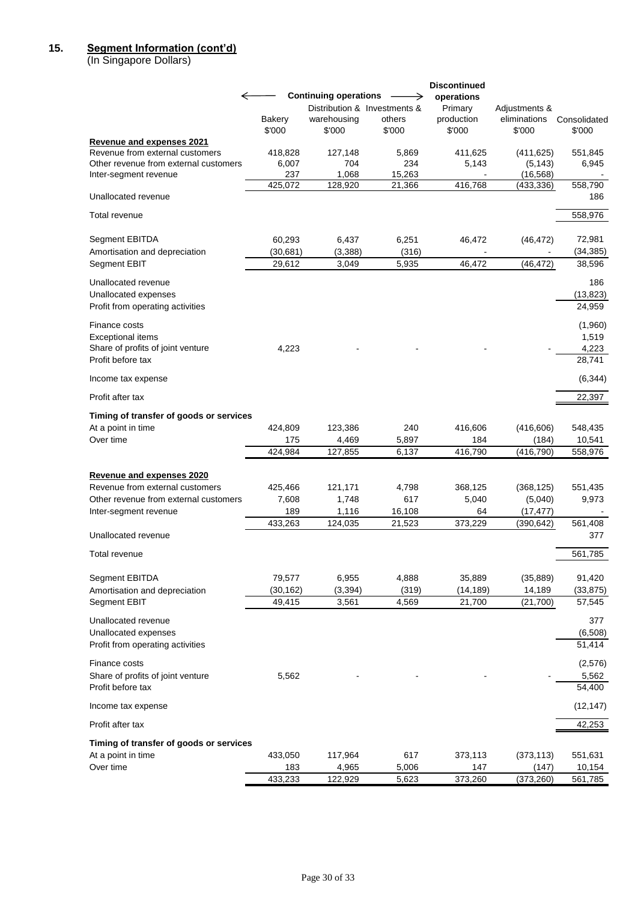## 15. Segment Information (cont'd)

(In Singapore Dollars)

| | Continuing operations | | | Discontinued operations | | |
|---|---|---|---|---|---|---|
| | Bakery | Distribution & warehousing | Investments & others | Primary production | Adjustments & eliminations | Consolidated |
| | $'000 | $'000 | $'000 | $'000 | $'000 | $'000 |
| **Revenue and expenses 2021** | | | | | | |
| Revenue from external customers | 418,828 | 127,148 | 5,869 | 411,625 | (411,625) | 551,845 |
| Other revenue from external customers | 6,007 | 704 | 234 | 5,143 | (5,143) | 6,945 |
| Inter-segment revenue | 237 | 1,068 | 15,263 | - | (16,568) | - |
| | 425,072 | 128,920 | 21,366 | 416,768 | (433,336) | 558,790 |
| Unallocated revenue | | | | | | 186 |
| Total revenue | | | | | | 558,976 |
| Segment EBITDA | 60,293 | 6,437 | 6,251 | 46,472 | (46,472) | 72,981 |
| Amortisation and depreciation | (30,681) | (3,388) | (316) | - | - | (34,385) |
| Segment EBIT | 29,612 | 3,049 | 5,935 | 46,472 | (46,472) | 38,596 |
| Unallocated revenue | | | | | | 186 |
| Unallocated expenses | | | | | | (13,823) |
| Profit from operating activities | | | | | | 24,959 |
| Finance costs | | | | | | (1,960) |
| Exceptional items | | | | | | 1,519 |
| Share of profits of joint venture | 4,223 | - | - | - | - | 4,223 |
| Profit before tax | | | | | | 28,741 |
| Income tax expense | | | | | | (6,344) |
| Profit after tax | | | | | | 22,397 |
| **Timing of transfer of goods or services** | | | | | | |
| At a point in time | 424,809 | 123,386 | 240 | 416,606 | (416,606) | 548,435 |
| Over time | 175 | 4,469 | 5,897 | 184 | (184) | 10,541 |
| | 424,984 | 127,855 | 6,137 | 416,790 | (416,790) | 558,976 |
| **Revenue and expenses 2020** | | | | | | |
| Revenue from external customers | 425,466 | 121,171 | 4,798 | 368,125 | (368,125) | 551,435 |
| Other revenue from external customers | 7,608 | 1,748 | 617 | 5,040 | (5,040) | 9,973 |
| Inter-segment revenue | 189 | 1,116 | 16,108 | 64 | (17,477) | - |
| | 433,263 | 124,035 | 21,523 | 373,229 | (390,642) | 561,408 |
| Unallocated revenue | | | | | | 377 |
| Total revenue | | | | | | 561,785 |
| Segment EBITDA | 79,577 | 6,955 | 4,888 | 35,889 | (35,889) | 91,420 |
| Amortisation and depreciation | (30,162) | (3,394) | (319) | (14,189) | 14,189 | (33,875) |
| Segment EBIT | 49,415 | 3,561 | 4,569 | 21,700 | (21,700) | 57,545 |
| Unallocated revenue | | | | | | 377 |
| Unallocated expenses | | | | | | (6,508) |
| Profit from operating activities | | | | | | 51,414 |
| Finance costs | | | | | | (2,576) |
| Share of profits of joint venture | 5,562 | - | - | - | - | 5,562 |
| Profit before tax | | | | | | 54,400 |
| Income tax expense | | | | | | (12,147) |
| Profit after tax | | | | | | 42,253 |
| **Timing of transfer of goods or services** | | | | | | |
| At a point in time | 433,050 | 117,964 | 617 | 373,113 | (373,113) | 551,631 |
| Over time | 183 | 4,965 | 5,006 | 147 | (147) | 10,154 |
| | 433,233 | 122,929 | 5,623 | 373,260 | (373,260) | 561,785 |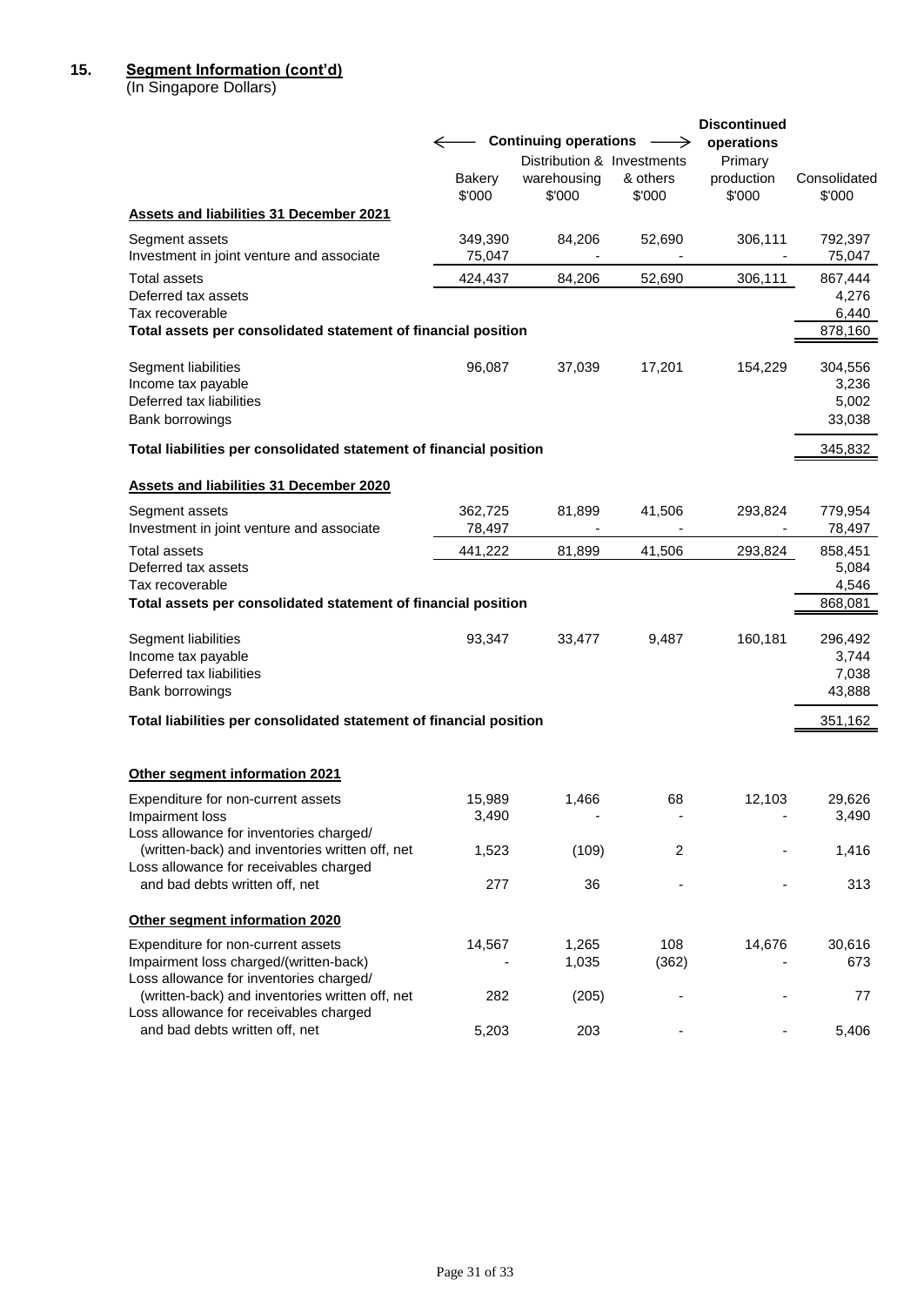## 15. Segment Information (cont'd)

(In Singapore Dollars)

| | Continuing operations | | | Discontinued operations | |
|---|---|---|---|---|---|
| | Bakery | Distribution & warehousing | Investments & others | Primary production | Consolidated |
| | $'000 | $'000 | $'000 | $'000 | $'000 |
| **Assets and liabilities 31 December 2021** | | | | | |
| Segment assets | 349,390 | 84,206 | 52,690 | 306,111 | 792,397 |
| Investment in joint venture and associate | 75,047 | - | - | - | 75,047 |
| Total assets | 424,437 | 84,206 | 52,690 | 306,111 | 867,444 |
| Deferred tax assets | | | | | 4,276 |
| Tax recoverable | | | | | 6,440 |
| **Total assets per consolidated statement of financial position** | | | | | 878,160 |
| Segment liabilities | 96,087 | 37,039 | 17,201 | 154,229 | 304,556 |
| Income tax payable | | | | | 3,236 |
| Deferred tax liabilities | | | | | 5,002 |
| Bank borrowings | | | | | 33,038 |
| **Total liabilities per consolidated statement of financial position** | | | | | 345,832 |
| **Assets and liabilities 31 December 2020** | | | | | |
| Segment assets | 362,725 | 81,899 | 41,506 | 293,824 | 779,954 |
| Investment in joint venture and associate | 78,497 | - | - | - | 78,497 |
| Total assets | 441,222 | 81,899 | 41,506 | 293,824 | 858,451 |
| Deferred tax assets | | | | | 5,084 |
| Tax recoverable | | | | | 4,546 |
| **Total assets per consolidated statement of financial position** | | | | | 868,081 |
| Segment liabilities | 93,347 | 33,477 | 9,487 | 160,181 | 296,492 |
| Income tax payable | | | | | 3,744 |
| Deferred tax liabilities | | | | | 7,038 |
| Bank borrowings | | | | | 43,888 |
| **Total liabilities per consolidated statement of financial position** | | | | | 351,162 |
| **Other segment information 2021** | | | | | |
| Expenditure for non-current assets | 15,989 | 1,466 | 68 | 12,103 | 29,626 |
| Impairment loss | 3,490 | - | - | - | 3,490 |
| Loss allowance for inventories charged/ (written-back) and inventories written off, net | 1,523 | (109) | 2 | - | 1,416 |
| Loss allowance for receivables charged and bad debts written off, net | 277 | 36 | - | - | 313 |
| **Other segment information 2020** | | | | | |
| Expenditure for non-current assets | 14,567 | 1,265 | 108 | 14,676 | 30,616 |
| Impairment loss charged/(written-back) | - | 1,035 | (362) | - | 673 |
| Loss allowance for inventories charged/ (written-back) and inventories written off, net | 282 | (205) | - | - | 77 |
| Loss allowance for receivables charged and bad debts written off, net | 5,203 | 203 | - | - | 5,406 |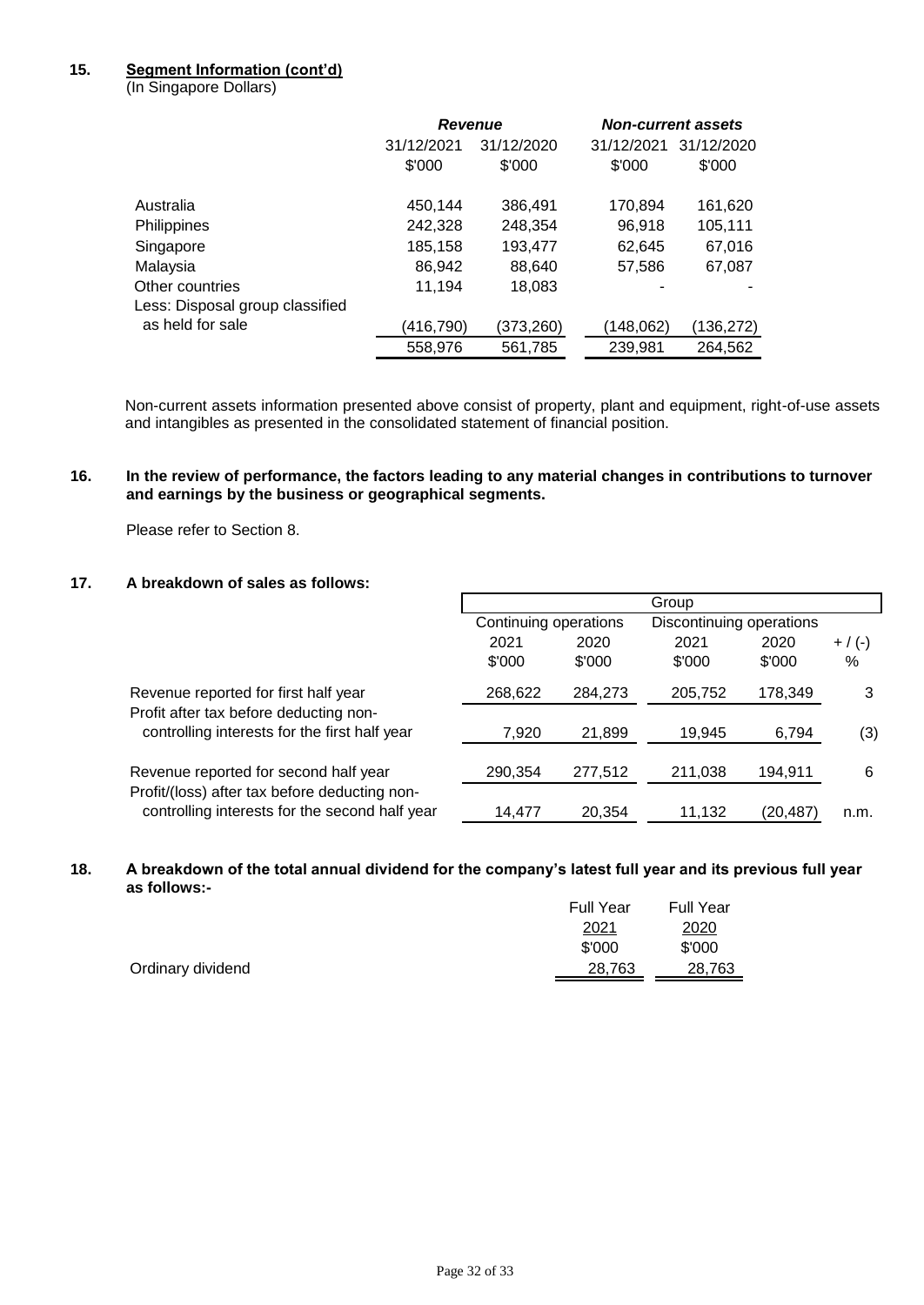## 15. Segment Information (cont'd)

(In Singapore Dollars)

| | *Revenue* | | *Non-current assets* | |
|---|---|---|---|---|
| | 31/12/2021 | 31/12/2020 | 31/12/2021 | 31/12/2020 |
| | $'000 | $'000 | $'000 | $'000 |
| Australia | 450,144 | 386,491 | 170,894 | 161,620 |
| Philippines | 242,328 | 248,354 | 96,918 | 105,111 |
| Singapore | 185,158 | 193,477 | 62,645 | 67,016 |
| Malaysia | 86,942 | 88,640 | 57,586 | 67,087 |
| Other countries | 11,194 | 18,083 | - | - |
| Less: Disposal group classified as held for sale | (416,790) | (373,260) | (148,062) | (136,272) |
| | 558,976 | 561,785 | 239,981 | 264,562 |

Non-current assets information presented above consist of property, plant and equipment, right-of-use assets and intangibles as presented in the consolidated statement of financial position.

## 16. In the review of performance, the factors leading to any material changes in contributions to turnover and earnings by the business or geographical segments.

Please refer to Section 8.

## 17. A breakdown of sales as follows:

| | Group | | | | |
|---|---|---|---|---|---|
| | Continuing operations | | Discontinuing operations | | |
| | 2021 | 2020 | 2021 | 2020 | + / (-) |
| | $'000 | $'000 | $'000 | $'000 | % |
| Revenue reported for first half year | 268,622 | 284,273 | 205,752 | 178,349 | 3 |
| Profit after tax before deducting non-controlling interests for the first half year | 7,920 | 21,899 | 19,945 | 6,794 | (3) |
| Revenue reported for second half year | 290,354 | 277,512 | 211,038 | 194,911 | 6 |
| Profit/(loss) after tax before deducting non-controlling interests for the second half year | 14,477 | 20,354 | 11,132 | (20,487) | n.m. |

## 18. A breakdown of the total annual dividend for the company's latest full year and its previous full year as follows:-

| | Full Year 2021 | Full Year 2020 |
|---|---|---|
| | $'000 | $'000 |
| Ordinary dividend | 28,763 | 28,763 |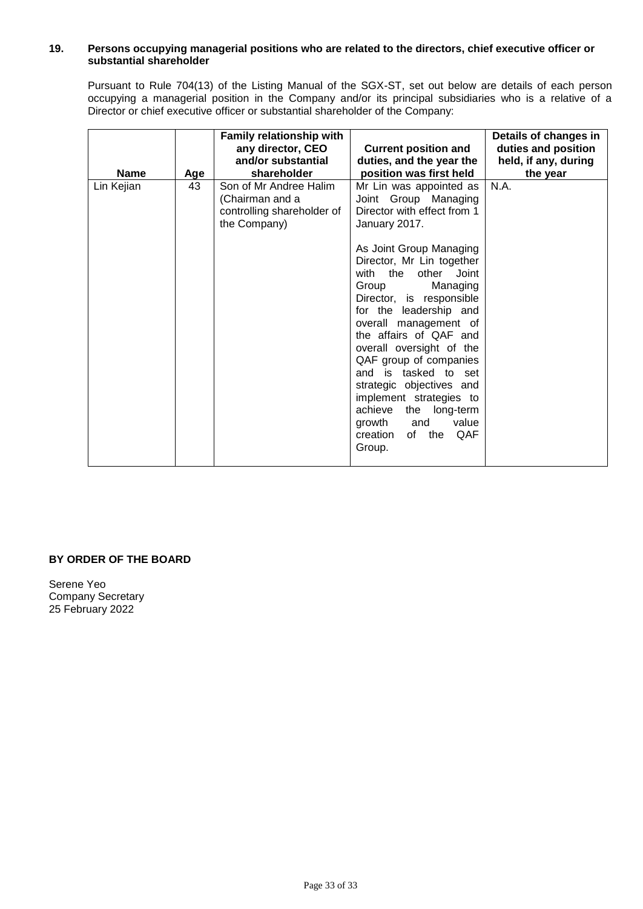**19. Persons occupying managerial positions who are related to the directors, chief executive officer or substantial shareholder**

Pursuant to Rule 704(13) of the Listing Manual of the SGX-ST, set out below are details of each person occupying a managerial position in the Company and/or its principal subsidiaries who is a relative of a Director or chief executive officer or substantial shareholder of the Company:

| Name | Age | Family relationship with any director, CEO and/or substantial shareholder | Current position and duties, and the year the position was first held | Details of changes in duties and position held, if any, during the year |
|---|---|---|---|---|
| Lin Kejian | 43 | Son of Mr Andree Halim (Chairman and a controlling shareholder of the Company) | Mr Lin was appointed as Joint Group Managing Director with effect from 1 January 2017.<br><br>As Joint Group Managing Director, Mr Lin together with the other Joint Group Managing Director, is responsible for the leadership and overall management of the affairs of QAF and overall oversight of the QAF group of companies and is tasked to set strategic objectives and implement strategies to achieve the long-term growth and value creation of the QAF Group. | N.A. |

**BY ORDER OF THE BOARD**

Serene Yeo
Company Secretary
25 February 2022